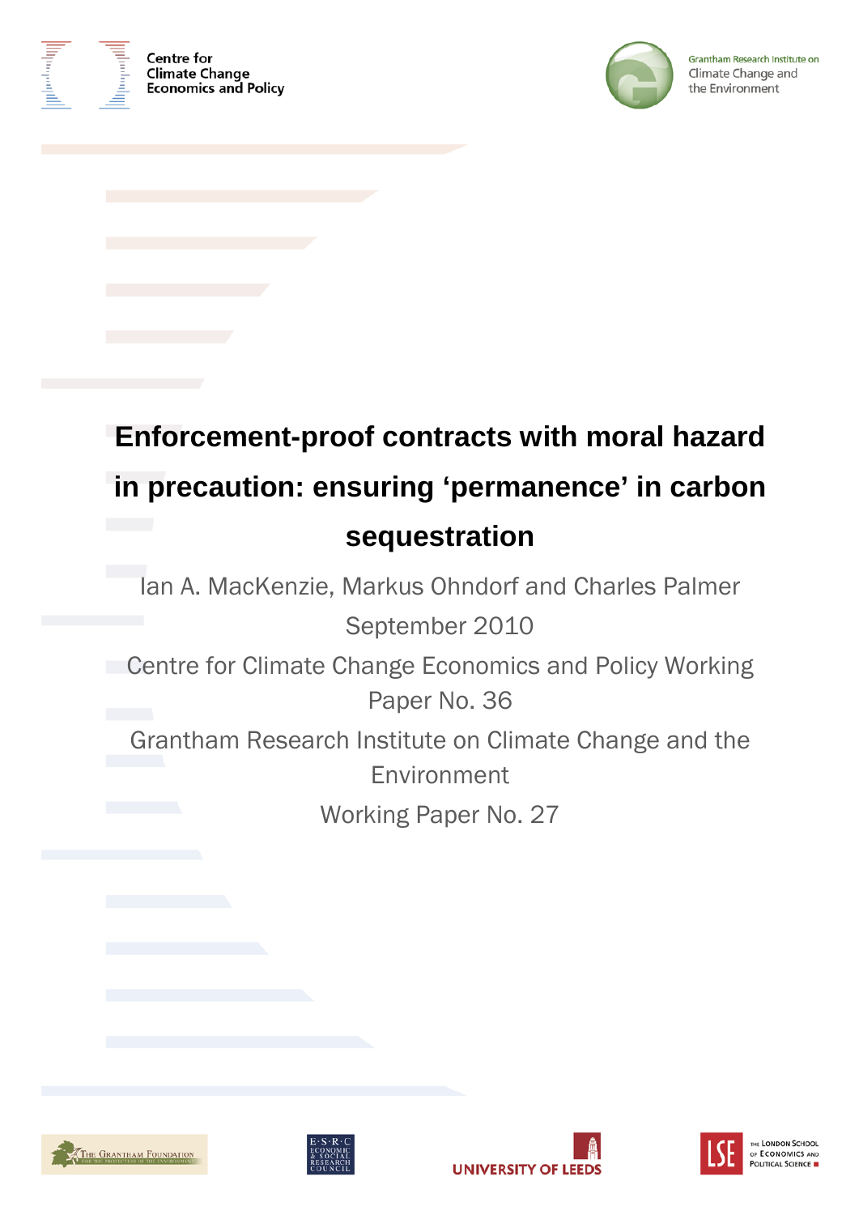Centre for Climate Change Economics and Policy

Grantham Research Institute on Climate Change and the Environment

# Enforcement-proof contracts with moral hazard in precaution: ensuring 'permanence' in carbon sequestration

Ian A. MacKenzie, Markus Ohndorf and Charles Palmer

September 2010

Centre for Climate Change Economics and Policy Working Paper No. 36

Grantham Research Institute on Climate Change and the Environment

Working Paper No. 27

The Grantham Foundation for the Protection of the Environment

E·S·R·C Economic & Social Research Council

University of Leeds

LSE The London School of Economics and Political Science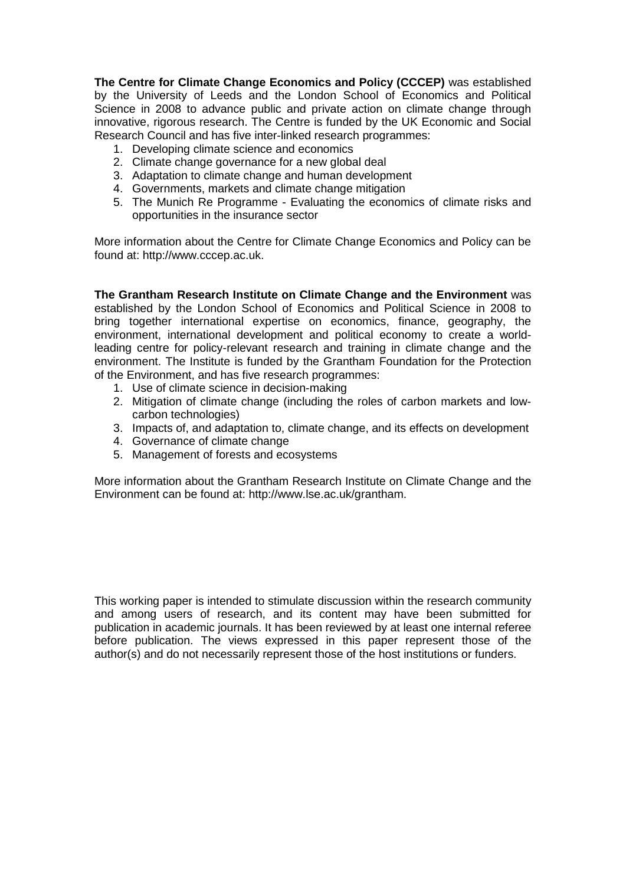**The Centre for Climate Change Economics and Policy (CCCEP)** was established by the University of Leeds and the London School of Economics and Political Science in 2008 to advance public and private action on climate change through innovative, rigorous research. The Centre is funded by the UK Economic and Social Research Council and has five inter-linked research programmes:

1. Developing climate science and economics
2. Climate change governance for a new global deal
3. Adaptation to climate change and human development
4. Governments, markets and climate change mitigation
5. The Munich Re Programme - Evaluating the economics of climate risks and opportunities in the insurance sector

More information about the Centre for Climate Change Economics and Policy can be found at: http://www.cccep.ac.uk.

**The Grantham Research Institute on Climate Change and the Environment** was established by the London School of Economics and Political Science in 2008 to bring together international expertise on economics, finance, geography, the environment, international development and political economy to create a world-leading centre for policy-relevant research and training in climate change and the environment. The Institute is funded by the Grantham Foundation for the Protection of the Environment, and has five research programmes:

1. Use of climate science in decision-making
2. Mitigation of climate change (including the roles of carbon markets and low-carbon technologies)
3. Impacts of, and adaptation to, climate change, and its effects on development
4. Governance of climate change
5. Management of forests and ecosystems

More information about the Grantham Research Institute on Climate Change and the Environment can be found at: http://www.lse.ac.uk/grantham.

This working paper is intended to stimulate discussion within the research community and among users of research, and its content may have been submitted for publication in academic journals. It has been reviewed by at least one internal referee before publication. The views expressed in this paper represent those of the author(s) and do not necessarily represent those of the host institutions or funders.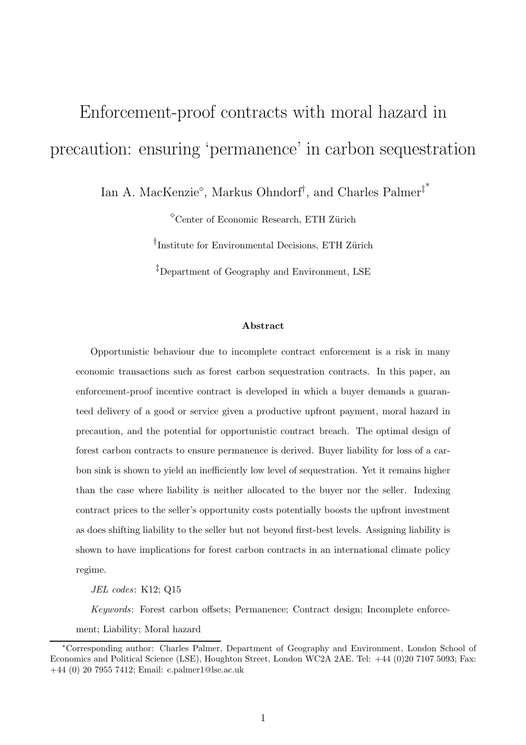# Enforcement-proof contracts with moral hazard in precaution: ensuring 'permanence' in carbon sequestration

Ian A. MacKenzie[◇], Markus Ohndorf[†], and Charles Palmer[‡*]

[◇]Center of Economic Research, ETH Zürich

[†]Institute for Environmental Decisions, ETH Zürich

[‡]Department of Geography and Environment, LSE

### Abstract

Opportunistic behaviour due to incomplete contract enforcement is a risk in many economic transactions such as forest carbon sequestration contracts. In this paper, an enforcement-proof incentive contract is developed in which a buyer demands a guaranteed delivery of a good or service given a productive upfront payment, moral hazard in precaution, and the potential for opportunistic contract breach. The optimal design of forest carbon contracts to ensure permanence is derived. Buyer liability for loss of a carbon sink is shown to yield an inefficiently low level of sequestration. Yet it remains higher than the case where liability is neither allocated to the buyer nor the seller. Indexing contract prices to the seller's opportunity costs potentially boosts the upfront investment as does shifting liability to the seller but not beyond first-best levels. Assigning liability is shown to have implications for forest carbon contracts in an international climate policy regime.

*JEL codes*: K12; Q15

*Keywords*: Forest carbon offsets; Permanence; Contract design; Incomplete enforcement; Liability; Moral hazard

---

*Corresponding author: Charles Palmer, Department of Geography and Environment, London School of Economics and Political Science (LSE), Houghton Street, London WC2A 2AE. Tel: +44 (0)20 7107 5093; Fax: +44 (0) 20 7955 7412; Email: c.palmer1@lse.ac.uk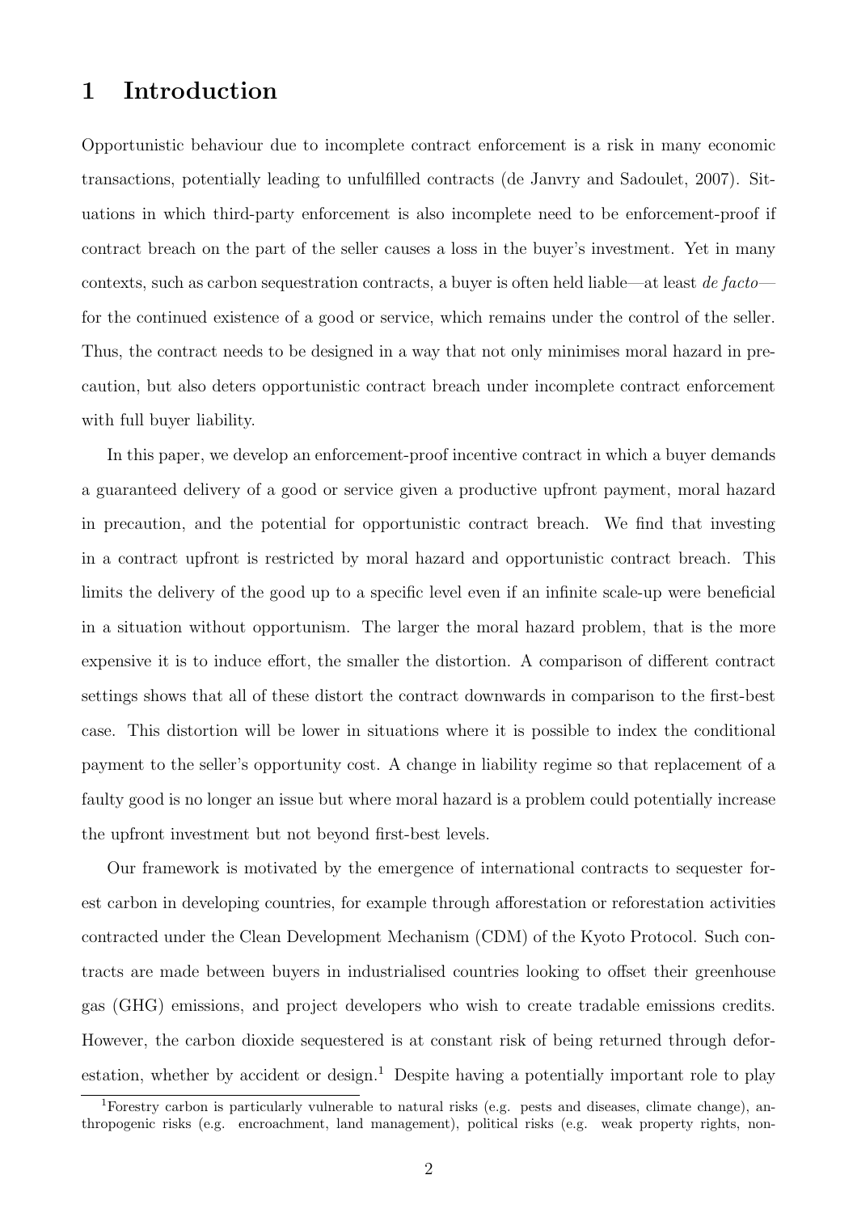# 1 Introduction

Opportunistic behaviour due to incomplete contract enforcement is a risk in many economic transactions, potentially leading to unfulfilled contracts (de Janvry and Sadoulet, 2007). Situations in which third-party enforcement is also incomplete need to be enforcement-proof if contract breach on the part of the seller causes a loss in the buyer's investment. Yet in many contexts, such as carbon sequestration contracts, a buyer is often held liable—at least *de facto*—for the continued existence of a good or service, which remains under the control of the seller. Thus, the contract needs to be designed in a way that not only minimises moral hazard in precaution, but also deters opportunistic contract breach under incomplete contract enforcement with full buyer liability.

In this paper, we develop an enforcement-proof incentive contract in which a buyer demands a guaranteed delivery of a good or service given a productive upfront payment, moral hazard in precaution, and the potential for opportunistic contract breach. We find that investing in a contract upfront is restricted by moral hazard and opportunistic contract breach. This limits the delivery of the good up to a specific level even if an infinite scale-up were beneficial in a situation without opportunism. The larger the moral hazard problem, that is the more expensive it is to induce effort, the smaller the distortion. A comparison of different contract settings shows that all of these distort the contract downwards in comparison to the first-best case. This distortion will be lower in situations where it is possible to index the conditional payment to the seller's opportunity cost. A change in liability regime so that replacement of a faulty good is no longer an issue but where moral hazard is a problem could potentially increase the upfront investment but not beyond first-best levels.

Our framework is motivated by the emergence of international contracts to sequester forest carbon in developing countries, for example through afforestation or reforestation activities contracted under the Clean Development Mechanism (CDM) of the Kyoto Protocol. Such contracts are made between buyers in industrialised countries looking to offset their greenhouse gas (GHG) emissions, and project developers who wish to create tradable emissions credits. However, the carbon dioxide sequestered is at constant risk of being returned through deforestation, whether by accident or design.[1] Despite having a potentially important role to play

[1] Forestry carbon is particularly vulnerable to natural risks (e.g. pests and diseases, climate change), anthropogenic risks (e.g. encroachment, land management), political risks (e.g. weak property rights, non-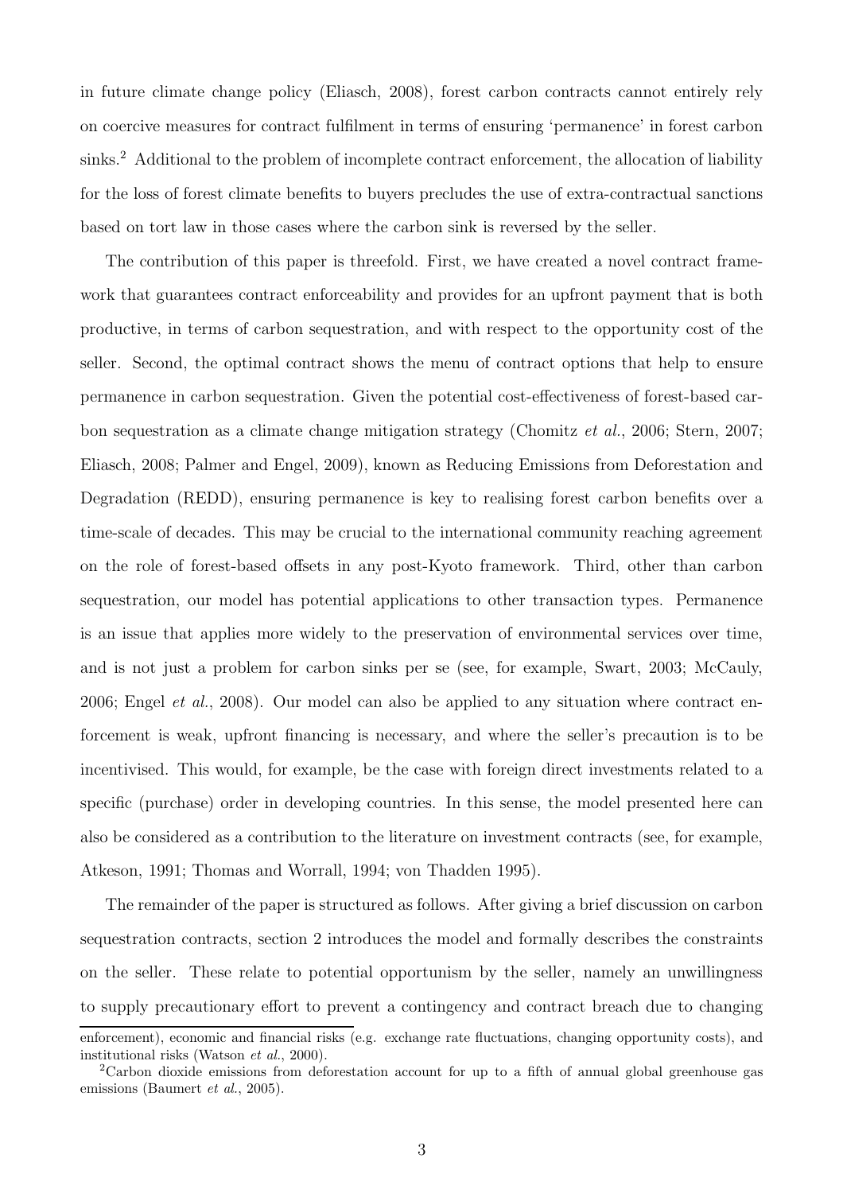in future climate change policy (Eliasch, 2008), forest carbon contracts cannot entirely rely on coercive measures for contract fulfilment in terms of ensuring 'permanence' in forest carbon sinks.[2] Additional to the problem of incomplete contract enforcement, the allocation of liability for the loss of forest climate benefits to buyers precludes the use of extra-contractual sanctions based on tort law in those cases where the carbon sink is reversed by the seller.

The contribution of this paper is threefold. First, we have created a novel contract framework that guarantees contract enforceability and provides for an upfront payment that is both productive, in terms of carbon sequestration, and with respect to the opportunity cost of the seller. Second, the optimal contract shows the menu of contract options that help to ensure permanence in carbon sequestration. Given the potential cost-effectiveness of forest-based carbon sequestration as a climate change mitigation strategy (Chomitz *et al.*, 2006; Stern, 2007; Eliasch, 2008; Palmer and Engel, 2009), known as Reducing Emissions from Deforestation and Degradation (REDD), ensuring permanence is key to realising forest carbon benefits over a time-scale of decades. This may be crucial to the international community reaching agreement on the role of forest-based offsets in any post-Kyoto framework. Third, other than carbon sequestration, our model has potential applications to other transaction types. Permanence is an issue that applies more widely to the preservation of environmental services over time, and is not just a problem for carbon sinks per se (see, for example, Swart, 2003; McCauly, 2006; Engel *et al.*, 2008). Our model can also be applied to any situation where contract enforcement is weak, upfront financing is necessary, and where the seller's precaution is to be incentivised. This would, for example, be the case with foreign direct investments related to a specific (purchase) order in developing countries. In this sense, the model presented here can also be considered as a contribution to the literature on investment contracts (see, for example, Atkeson, 1991; Thomas and Worrall, 1994; von Thadden 1995).

The remainder of the paper is structured as follows. After giving a brief discussion on carbon sequestration contracts, section 2 introduces the model and formally describes the constraints on the seller. These relate to potential opportunism by the seller, namely an unwillingness to supply precautionary effort to prevent a contingency and contract breach due to changing

enforcement), economic and financial risks (e.g. exchange rate fluctuations, changing opportunity costs), and institutional risks (Watson *et al.*, 2000).

[2] Carbon dioxide emissions from deforestation account for up to a fifth of annual global greenhouse gas emissions (Baumert *et al.*, 2005).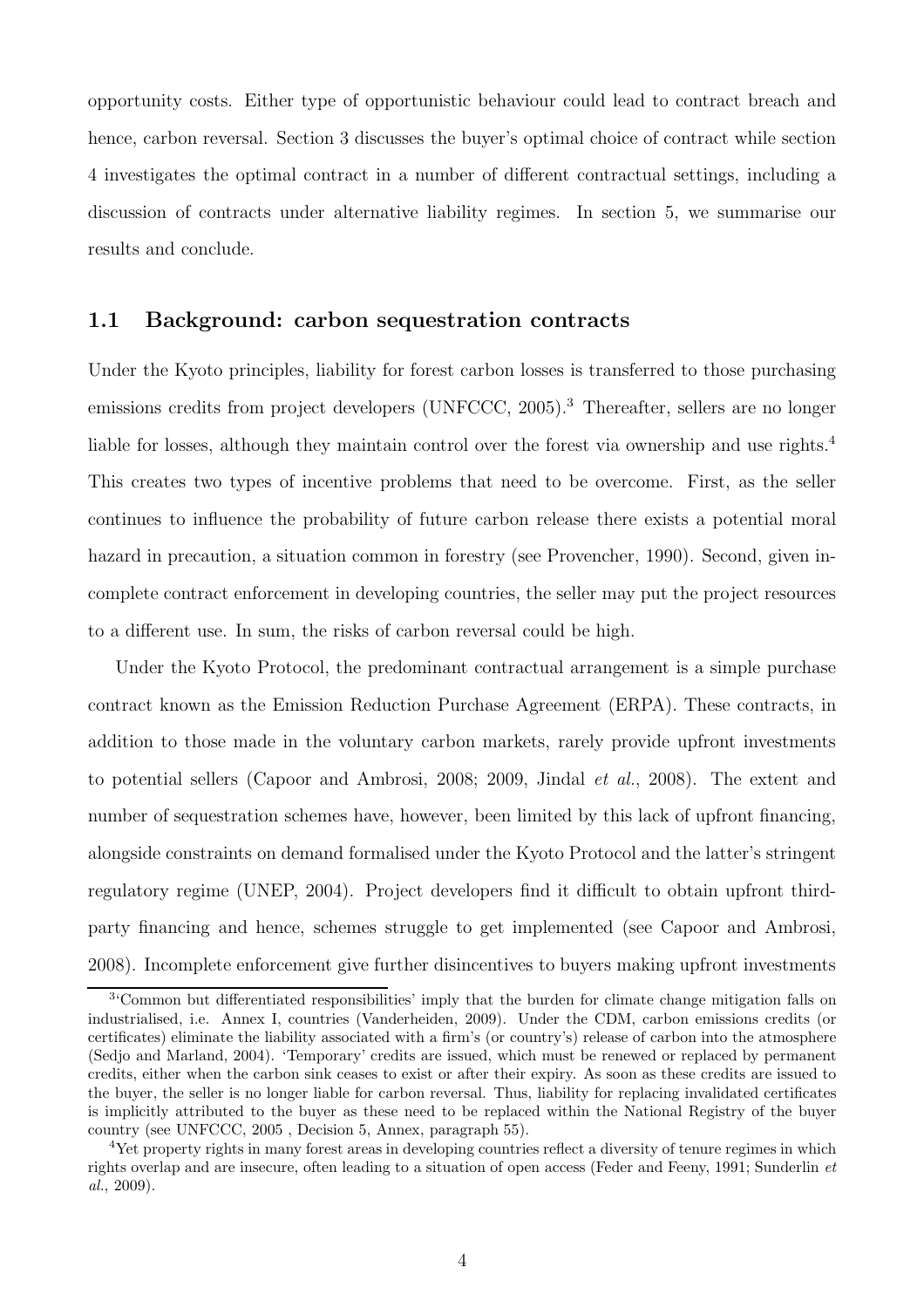opportunity costs. Either type of opportunistic behaviour could lead to contract breach and hence, carbon reversal. Section 3 discusses the buyer's optimal choice of contract while section 4 investigates the optimal contract in a number of different contractual settings, including a discussion of contracts under alternative liability regimes. In section 5, we summarise our results and conclude.

### 1.1 Background: carbon sequestration contracts

Under the Kyoto principles, liability for forest carbon losses is transferred to those purchasing emissions credits from project developers (UNFCCC, 2005).[3] Thereafter, sellers are no longer liable for losses, although they maintain control over the forest via ownership and use rights.[4] This creates two types of incentive problems that need to be overcome. First, as the seller continues to influence the probability of future carbon release there exists a potential moral hazard in precaution, a situation common in forestry (see Provencher, 1990). Second, given incomplete contract enforcement in developing countries, the seller may put the project resources to a different use. In sum, the risks of carbon reversal could be high.

Under the Kyoto Protocol, the predominant contractual arrangement is a simple purchase contract known as the Emission Reduction Purchase Agreement (ERPA). These contracts, in addition to those made in the voluntary carbon markets, rarely provide upfront investments to potential sellers (Capoor and Ambrosi, 2008; 2009, Jindal *et al.*, 2008). The extent and number of sequestration schemes have, however, been limited by this lack of upfront financing, alongside constraints on demand formalised under the Kyoto Protocol and the latter's stringent regulatory regime (UNEP, 2004). Project developers find it difficult to obtain upfront third-party financing and hence, schemes struggle to get implemented (see Capoor and Ambrosi, 2008). Incomplete enforcement give further disincentives to buyers making upfront investments

[3]'Common but differentiated responsibilities' imply that the burden for climate change mitigation falls on industrialised, i.e. Annex I, countries (Vanderheiden, 2009). Under the CDM, carbon emissions credits (or certificates) eliminate the liability associated with a firm's (or country's) release of carbon into the atmosphere (Sedjo and Marland, 2004). 'Temporary' credits are issued, which must be renewed or replaced by permanent credits, either when the carbon sink ceases to exist or after their expiry. As soon as these credits are issued to the buyer, the seller is no longer liable for carbon reversal. Thus, liability for replacing invalidated certificates is implicitly attributed to the buyer as these need to be replaced within the National Registry of the buyer country (see UNFCCC, 2005 , Decision 5, Annex, paragraph 55).

[4]Yet property rights in many forest areas in developing countries reflect a diversity of tenure regimes in which rights overlap and are insecure, often leading to a situation of open access (Feder and Feeny, 1991; Sunderlin *et al.*, 2009).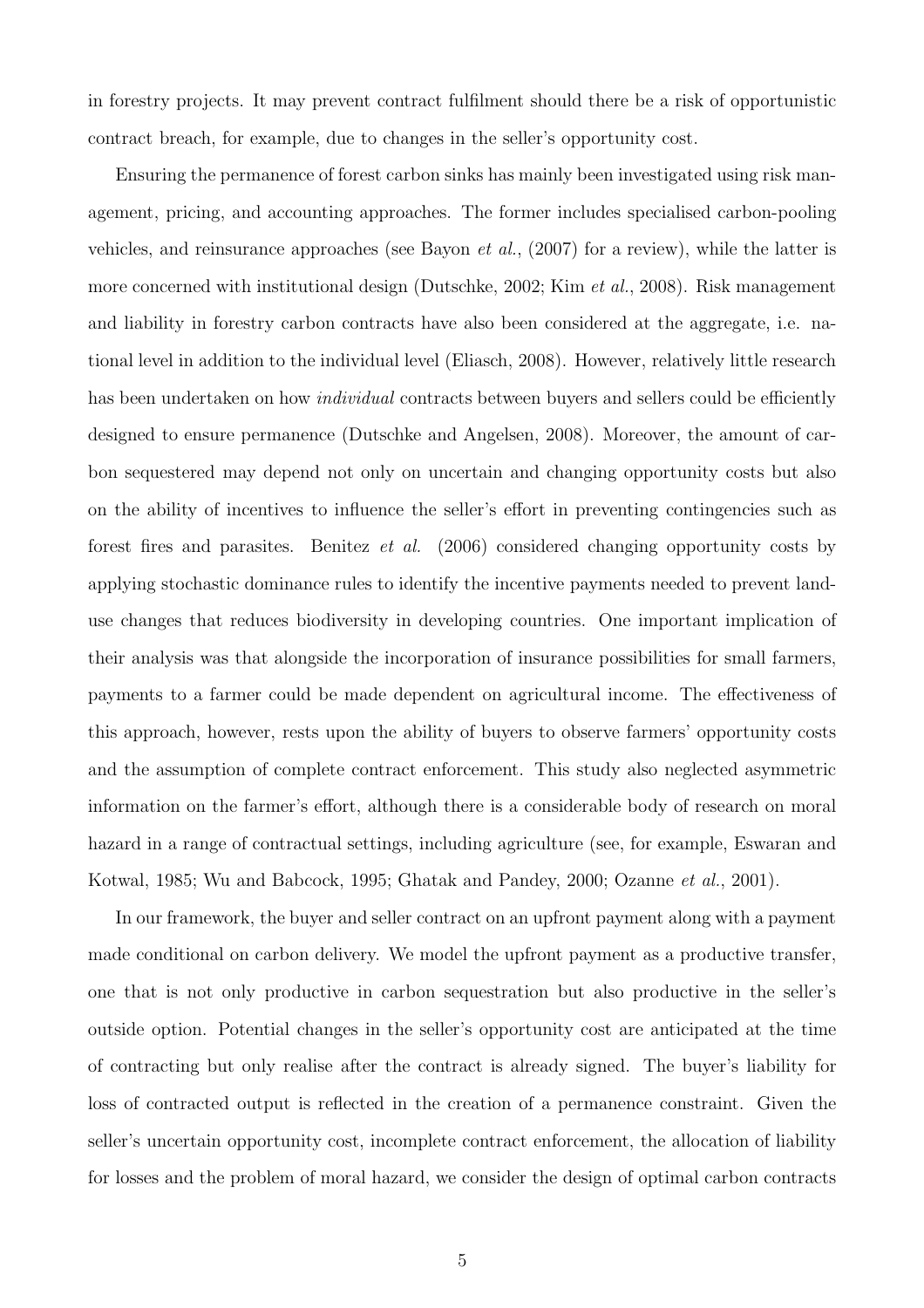in forestry projects. It may prevent contract fulfilment should there be a risk of opportunistic contract breach, for example, due to changes in the seller's opportunity cost.

Ensuring the permanence of forest carbon sinks has mainly been investigated using risk management, pricing, and accounting approaches. The former includes specialised carbon-pooling vehicles, and reinsurance approaches (see Bayon *et al.*, (2007) for a review), while the latter is more concerned with institutional design (Dutschke, 2002; Kim *et al.*, 2008). Risk management and liability in forestry carbon contracts have also been considered at the aggregate, i.e. national level in addition to the individual level (Eliasch, 2008). However, relatively little research has been undertaken on how *individual* contracts between buyers and sellers could be efficiently designed to ensure permanence (Dutschke and Angelsen, 2008). Moreover, the amount of carbon sequestered may depend not only on uncertain and changing opportunity costs but also on the ability of incentives to influence the seller's effort in preventing contingencies such as forest fires and parasites. Benitez *et al.* (2006) considered changing opportunity costs by applying stochastic dominance rules to identify the incentive payments needed to prevent land-use changes that reduces biodiversity in developing countries. One important implication of their analysis was that alongside the incorporation of insurance possibilities for small farmers, payments to a farmer could be made dependent on agricultural income. The effectiveness of this approach, however, rests upon the ability of buyers to observe farmers' opportunity costs and the assumption of complete contract enforcement. This study also neglected asymmetric information on the farmer's effort, although there is a considerable body of research on moral hazard in a range of contractual settings, including agriculture (see, for example, Eswaran and Kotwal, 1985; Wu and Babcock, 1995; Ghatak and Pandey, 2000; Ozanne *et al.*, 2001).

In our framework, the buyer and seller contract on an upfront payment along with a payment made conditional on carbon delivery. We model the upfront payment as a productive transfer, one that is not only productive in carbon sequestration but also productive in the seller's outside option. Potential changes in the seller's opportunity cost are anticipated at the time of contracting but only realise after the contract is already signed. The buyer's liability for loss of contracted output is reflected in the creation of a permanence constraint. Given the seller's uncertain opportunity cost, incomplete contract enforcement, the allocation of liability for losses and the problem of moral hazard, we consider the design of optimal carbon contracts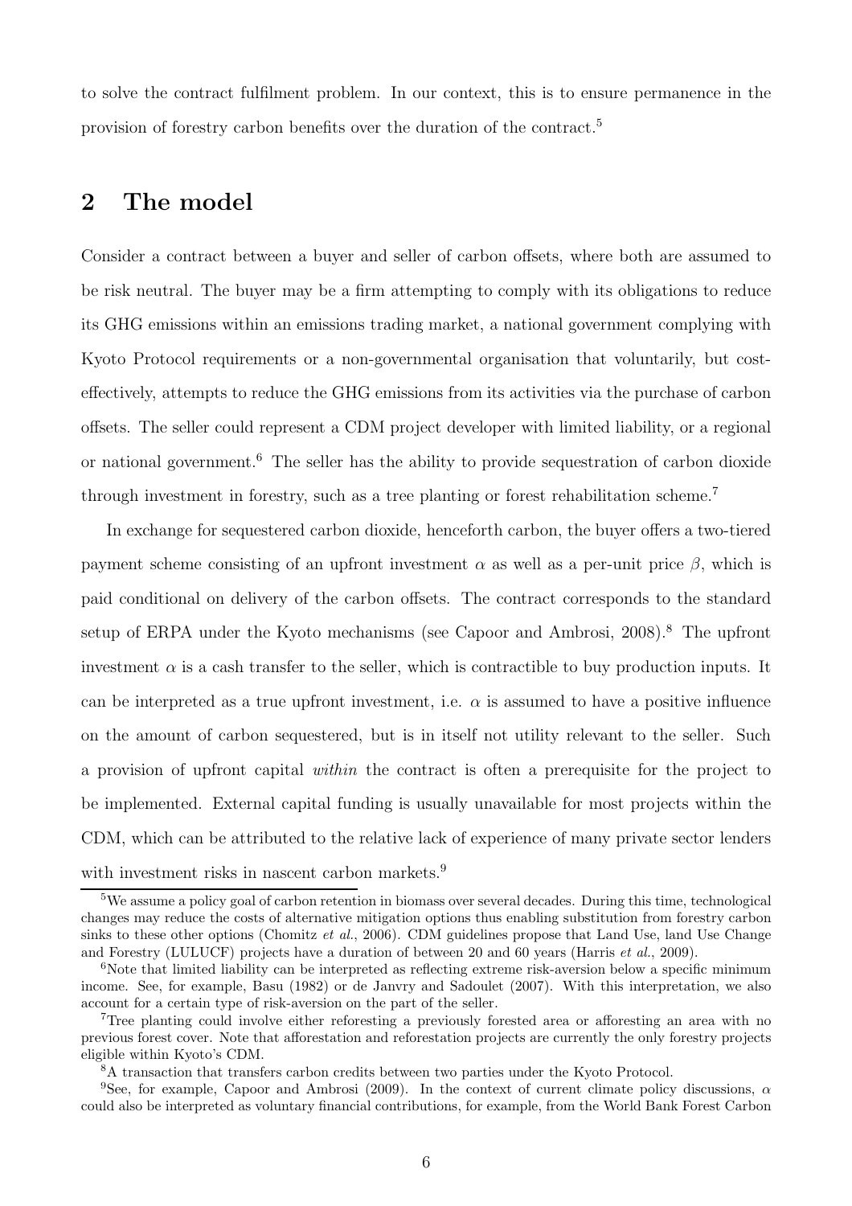to solve the contract fulfilment problem. In our context, this is to ensure permanence in the provision of forestry carbon benefits over the duration of the contract.[5]

## 2 The model

Consider a contract between a buyer and seller of carbon offsets, where both are assumed to be risk neutral. The buyer may be a firm attempting to comply with its obligations to reduce its GHG emissions within an emissions trading market, a national government complying with Kyoto Protocol requirements or a non-governmental organisation that voluntarily, but cost-effectively, attempts to reduce the GHG emissions from its activities via the purchase of carbon offsets. The seller could represent a CDM project developer with limited liability, or a regional or national government.[6] The seller has the ability to provide sequestration of carbon dioxide through investment in forestry, such as a tree planting or forest rehabilitation scheme.[7]

In exchange for sequestered carbon dioxide, henceforth carbon, the buyer offers a two-tiered payment scheme consisting of an upfront investment $\alpha$ as well as a per-unit price $\beta$, which is paid conditional on delivery of the carbon offsets. The contract corresponds to the standard setup of ERPA under the Kyoto mechanisms (see Capoor and Ambrosi, 2008).[8] The upfront investment $\alpha$ is a cash transfer to the seller, which is contractible to buy production inputs. It can be interpreted as a true upfront investment, i.e. $\alpha$ is assumed to have a positive influence on the amount of carbon sequestered, but is in itself not utility relevant to the seller. Such a provision of upfront capital *within* the contract is often a prerequisite for the project to be implemented. External capital funding is usually unavailable for most projects within the CDM, which can be attributed to the relative lack of experience of many private sector lenders with investment risks in nascent carbon markets.[9]

[5] We assume a policy goal of carbon retention in biomass over several decades. During this time, technological changes may reduce the costs of alternative mitigation options thus enabling substitution from forestry carbon sinks to these other options (Chomitz *et al.*, 2006). CDM guidelines propose that Land Use, land Use Change and Forestry (LULUCF) projects have a duration of between 20 and 60 years (Harris *et al.*, 2009).

[6] Note that limited liability can be interpreted as reflecting extreme risk-aversion below a specific minimum income. See, for example, Basu (1982) or de Janvry and Sadoulet (2007). With this interpretation, we also account for a certain type of risk-aversion on the part of the seller.

[7] Tree planting could involve either reforesting a previously forested area or afforesting an area with no previous forest cover. Note that afforestation and reforestation projects are currently the only forestry projects eligible within Kyoto's CDM.

[8] A transaction that transfers carbon credits between two parties under the Kyoto Protocol.

[9] See, for example, Capoor and Ambrosi (2009). In the context of current climate policy discussions, $\alpha$ could also be interpreted as voluntary financial contributions, for example, from the World Bank Forest Carbon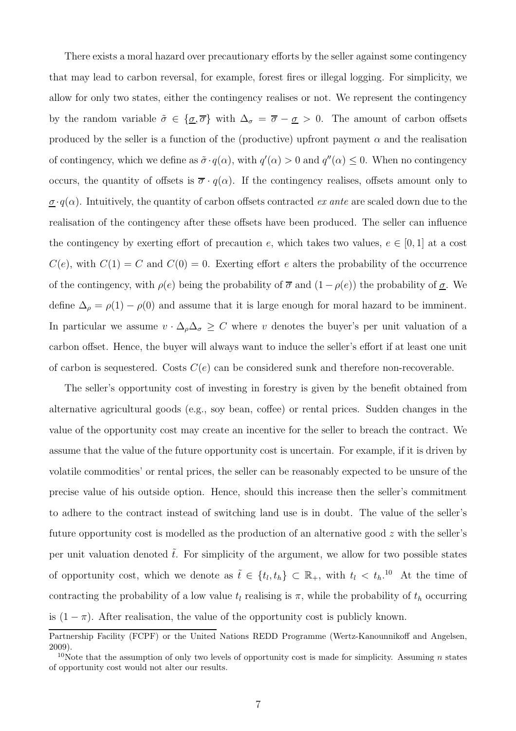There exists a moral hazard over precautionary efforts by the seller against some contingency that may lead to carbon reversal, for example, forest fires or illegal logging. For simplicity, we allow for only two states, either the contingency realises or not. We represent the contingency by the random variable $\tilde{\sigma} \in \{\underline{\sigma}, \overline{\sigma}\}$ with $\Delta_\sigma = \overline{\sigma} - \underline{\sigma} > 0$. The amount of carbon offsets produced by the seller is a function of the (productive) upfront payment $\alpha$ and the realisation of contingency, which we define as $\tilde{\sigma} \cdot q(\alpha)$, with $q'(\alpha) > 0$ and $q''(\alpha) \leq 0$. When no contingency occurs, the quantity of offsets is $\overline{\sigma} \cdot q(\alpha)$. If the contingency realises, offsets amount only to $\underline{\sigma} \cdot q(\alpha)$. Intuitively, the quantity of carbon offsets contracted *ex ante* are scaled down due to the realisation of the contingency after these offsets have been produced. The seller can influence the contingency by exerting effort of precaution $e$, which takes two values, $e \in [0, 1]$ at a cost $C(e)$, with $C(1) = C$ and $C(0) = 0$. Exerting effort $e$ alters the probability of the occurrence of the contingency, with $\rho(e)$ being the probability of $\overline{\sigma}$ and $(1 - \rho(e))$ the probability of $\underline{\sigma}$. We define $\Delta_\rho = \rho(1) - \rho(0)$ and assume that it is large enough for moral hazard to be imminent. In particular we assume $v \cdot \Delta_\rho \Delta_\sigma \geq C$ where $v$ denotes the buyer's per unit valuation of a carbon offset. Hence, the buyer will always want to induce the seller's effort if at least one unit of carbon is sequestered. Costs $C(e)$ can be considered sunk and therefore non-recoverable.

The seller's opportunity cost of investing in forestry is given by the benefit obtained from alternative agricultural goods (e.g., soy bean, coffee) or rental prices. Sudden changes in the value of the opportunity cost may create an incentive for the seller to breach the contract. We assume that the value of the future opportunity cost is uncertain. For example, if it is driven by volatile commodities' or rental prices, the seller can be reasonably expected to be unsure of the precise value of his outside option. Hence, should this increase then the seller's commitment to adhere to the contract instead of switching land use is in doubt. The value of the seller's future opportunity cost is modelled as the production of an alternative good $z$ with the seller's per unit valuation denoted $\tilde{t}$. For simplicity of the argument, we allow for two possible states of opportunity cost, which we denote as $\tilde{t} \in \{t_l, t_h\} \subset \mathbb{R}_+$, with $t_l < t_h$.[10] At the time of contracting the probability of a low value $t_l$ realising is $\pi$, while the probability of $t_h$ occurring is $(1 - \pi)$. After realisation, the value of the opportunity cost is publicly known.

Partnership Facility (FCPF) or the United Nations REDD Programme (Wertz-Kanounnikoff and Angelsen, 2009).

[10] Note that the assumption of only two levels of opportunity cost is made for simplicity. Assuming $n$ states of opportunity cost would not alter our results.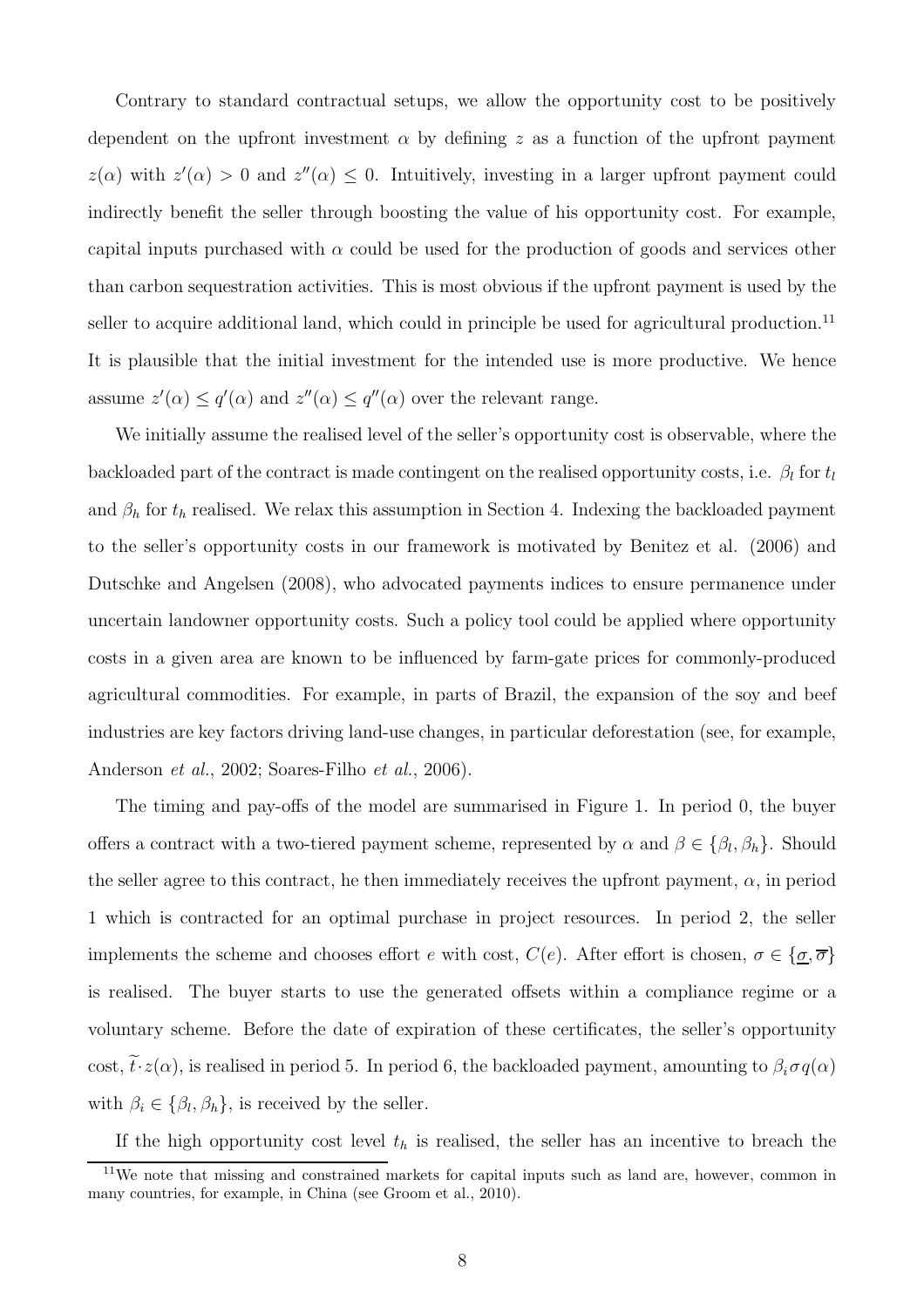Contrary to standard contractual setups, we allow the opportunity cost to be positively dependent on the upfront investment $\alpha$ by defining $z$ as a function of the upfront payment $z(\alpha)$ with $z'(\alpha) > 0$ and $z''(\alpha) \leq 0$. Intuitively, investing in a larger upfront payment could indirectly benefit the seller through boosting the value of his opportunity cost. For example, capital inputs purchased with $\alpha$ could be used for the production of goods and services other than carbon sequestration activities. This is most obvious if the upfront payment is used by the seller to acquire additional land, which could in principle be used for agricultural production.[11] It is plausible that the initial investment for the intended use is more productive. We hence assume $z'(\alpha) \leq q'(\alpha)$ and $z''(\alpha) \leq q''(\alpha)$ over the relevant range.

We initially assume the realised level of the seller's opportunity cost is observable, where the backloaded part of the contract is made contingent on the realised opportunity costs, i.e. $\beta_l$ for $t_l$ and $\beta_h$ for $t_h$ realised. We relax this assumption in Section 4. Indexing the backloaded payment to the seller's opportunity costs in our framework is motivated by Benitez et al. (2006) and Dutschke and Angelsen (2008), who advocated payments indices to ensure permanence under uncertain landowner opportunity costs. Such a policy tool could be applied where opportunity costs in a given area are known to be influenced by farm-gate prices for commonly-produced agricultural commodities. For example, in parts of Brazil, the expansion of the soy and beef industries are key factors driving land-use changes, in particular deforestation (see, for example, Anderson *et al.*, 2002; Soares-Filho *et al.*, 2006).

The timing and pay-offs of the model are summarised in Figure 1. In period 0, the buyer offers a contract with a two-tiered payment scheme, represented by $\alpha$ and $\beta \in \{\beta_l, \beta_h\}$. Should the seller agree to this contract, he then immediately receives the upfront payment, $\alpha$, in period 1 which is contracted for an optimal purchase in project resources. In period 2, the seller implements the scheme and chooses effort $e$ with cost, $C(e)$. After effort is chosen, $\sigma \in \{\underline{\sigma}, \overline{\sigma}\}$ is realised. The buyer starts to use the generated offsets within a compliance regime or a voluntary scheme. Before the date of expiration of these certificates, the seller's opportunity cost, $\widetilde{t} \cdot z(\alpha)$, is realised in period 5. In period 6, the backloaded payment, amounting to $\beta_i \sigma q(\alpha)$ with $\beta_i \in \{\beta_l, \beta_h\}$, is received by the seller.

If the high opportunity cost level $t_h$ is realised, the seller has an incentive to breach the

[11] We note that missing and constrained markets for capital inputs such as land are, however, common in many countries, for example, in China (see Groom et al., 2010).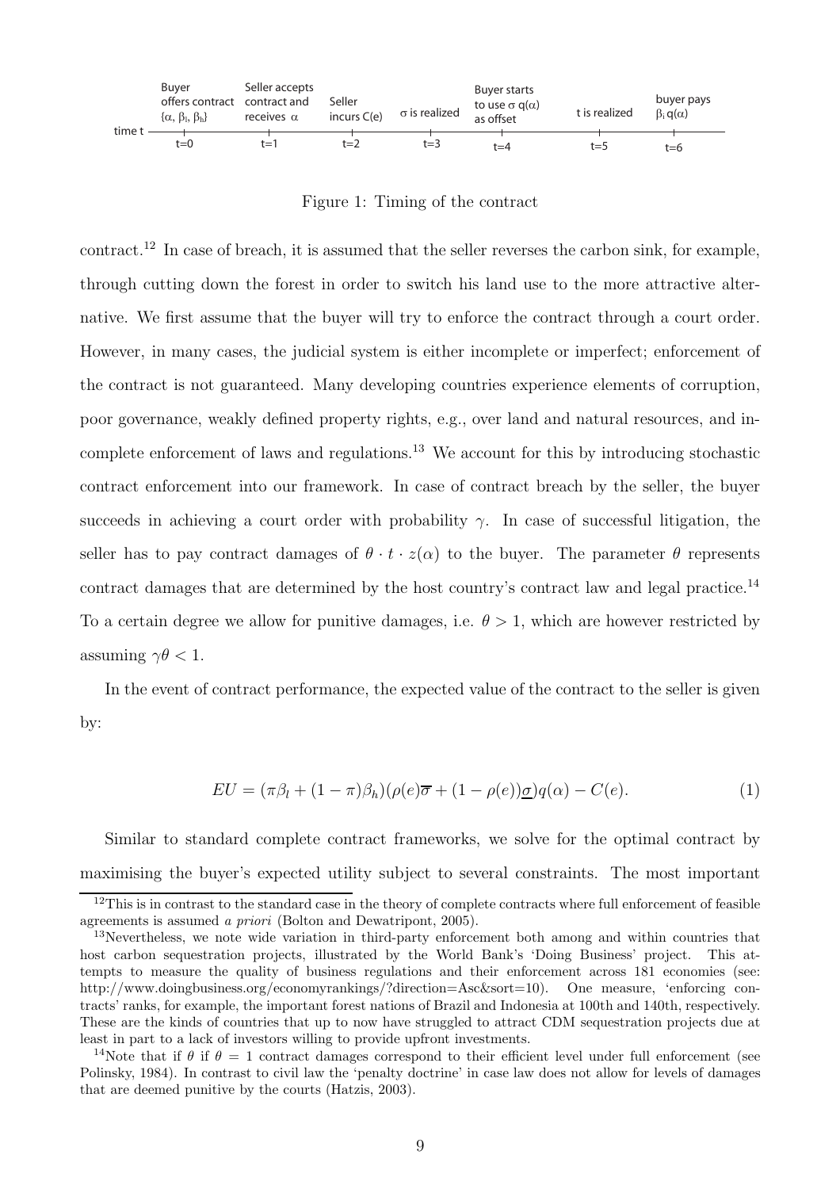| time t | Buyer offers contract $\{\alpha, \beta_l, \beta_h\}$ | Seller accepts contract and receives $\alpha$ | Seller incurs $C(e)$ | $\sigma$ is realized | Buyer starts to use $\sigma$ $q(\alpha)$ as offset | t is realized | buyer pays $\beta_i\, q(\alpha)$ |
|---|---|---|---|---|---|---|---|
| | t=0 | t=1 | t=2 | t=3 | t=4 | t=5 | t=6 |

Figure 1: Timing of the contract

contract.[12] In case of breach, it is assumed that the seller reverses the carbon sink, for example, through cutting down the forest in order to switch his land use to the more attractive alternative. We first assume that the buyer will try to enforce the contract through a court order. However, in many cases, the judicial system is either incomplete or imperfect; enforcement of the contract is not guaranteed. Many developing countries experience elements of corruption, poor governance, weakly defined property rights, e.g., over land and natural resources, and incomplete enforcement of laws and regulations.[13] We account for this by introducing stochastic contract enforcement into our framework. In case of contract breach by the seller, the buyer succeeds in achieving a court order with probability $\gamma$. In case of successful litigation, the seller has to pay contract damages of $\theta \cdot t \cdot z(\alpha)$ to the buyer. The parameter $\theta$ represents contract damages that are determined by the host country's contract law and legal practice.[14] To a certain degree we allow for punitive damages, i.e. $\theta > 1$, which are however restricted by assuming $\gamma\theta < 1$.

In the event of contract performance, the expected value of the contract to the seller is given by:

$$EU = (\pi\beta_l + (1 - \pi)\beta_h)(\rho(e)\overline{\sigma} + (1 - \rho(e))\underline{\sigma})q(\alpha) - C(e). \tag{1}$$

Similar to standard complete contract frameworks, we solve for the optimal contract by maximising the buyer's expected utility subject to several constraints. The most important

[12] This is in contrast to the standard case in the theory of complete contracts where full enforcement of feasible agreements is assumed *a priori* (Bolton and Dewatripont, 2005).

[13] Nevertheless, we note wide variation in third-party enforcement both among and within countries that host carbon sequestration projects, illustrated by the World Bank's 'Doing Business' project. This attempts to measure the quality of business regulations and their enforcement across 181 economies (see: http://www.doingbusiness.org/economyrankings/?direction=Asc&sort=10). One measure, 'enforcing contracts' ranks, for example, the important forest nations of Brazil and Indonesia at 100th and 140th, respectively. These are the kinds of countries that up to now have struggled to attract CDM sequestration projects due at least in part to a lack of investors willing to provide upfront investments.

[14] Note that if $\theta$ if $\theta = 1$ contract damages correspond to their efficient level under full enforcement (see Polinsky, 1984). In contrast to civil law the 'penalty doctrine' in case law does not allow for levels of damages that are deemed punitive by the courts (Hatzis, 2003).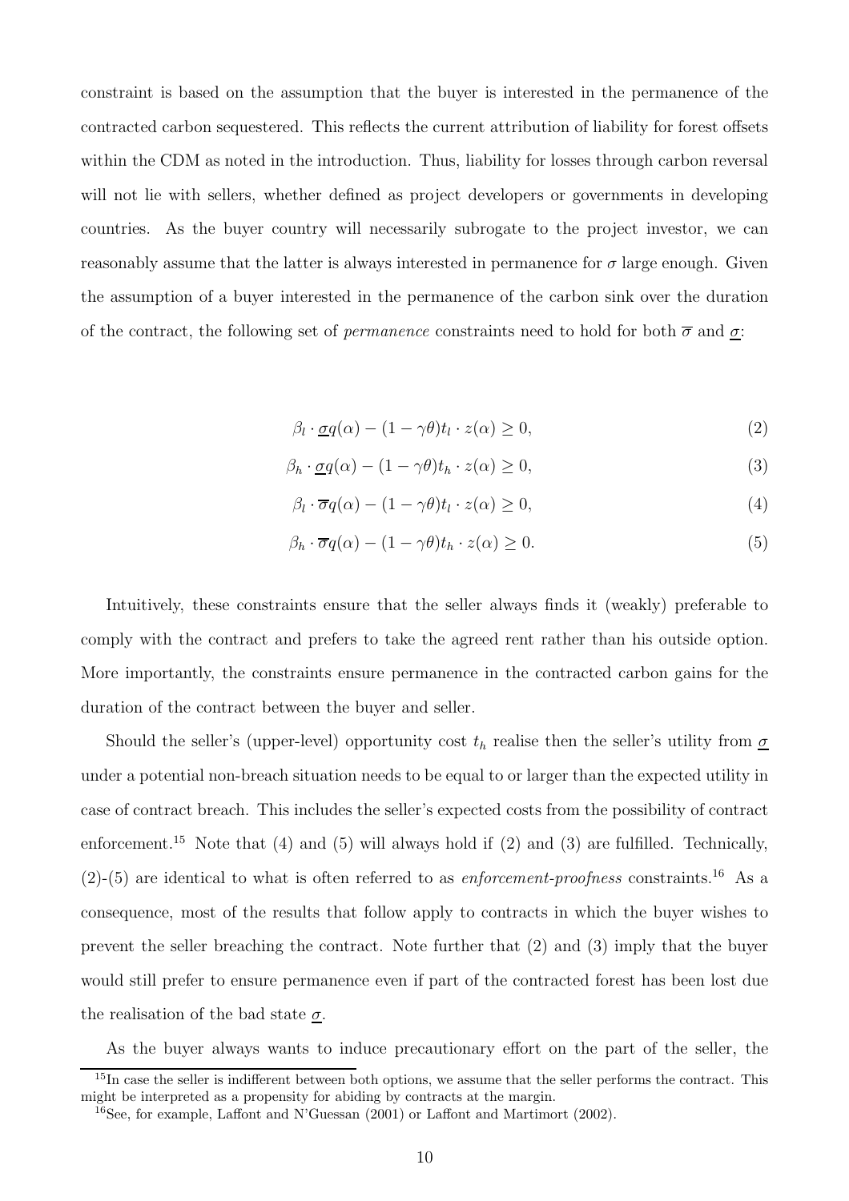constraint is based on the assumption that the buyer is interested in the permanence of the contracted carbon sequestered. This reflects the current attribution of liability for forest offsets within the CDM as noted in the introduction. Thus, liability for losses through carbon reversal will not lie with sellers, whether defined as project developers or governments in developing countries. As the buyer country will necessarily subrogate to the project investor, we can reasonably assume that the latter is always interested in permanence for $\sigma$ large enough. Given the assumption of a buyer interested in the permanence of the carbon sink over the duration of the contract, the following set of *permanence* constraints need to hold for both $\overline{\sigma}$ and $\underline{\sigma}$:

$$\beta_l \cdot \underline{\sigma} q(\alpha) - (1 - \gamma\theta)t_l \cdot z(\alpha) \geq 0, \tag{2}$$

$$\beta_h \cdot \underline{\sigma} q(\alpha) - (1 - \gamma\theta)t_h \cdot z(\alpha) \geq 0, \tag{3}$$

$$\beta_l \cdot \overline{\sigma} q(\alpha) - (1 - \gamma\theta)t_l \cdot z(\alpha) \geq 0, \tag{4}$$

$$\beta_h \cdot \overline{\sigma} q(\alpha) - (1 - \gamma\theta)t_h \cdot z(\alpha) \geq 0. \tag{5}$$

Intuitively, these constraints ensure that the seller always finds it (weakly) preferable to comply with the contract and prefers to take the agreed rent rather than his outside option. More importantly, the constraints ensure permanence in the contracted carbon gains for the duration of the contract between the buyer and seller.

Should the seller's (upper-level) opportunity cost $t_h$ realise then the seller's utility from $\underline{\sigma}$ under a potential non-breach situation needs to be equal to or larger than the expected utility in case of contract breach. This includes the seller's expected costs from the possibility of contract enforcement.[15] Note that (4) and (5) will always hold if (2) and (3) are fulfilled. Technically, (2)-(5) are identical to what is often referred to as *enforcement-proofness* constraints.[16] As a consequence, most of the results that follow apply to contracts in which the buyer wishes to prevent the seller breaching the contract. Note further that (2) and (3) imply that the buyer would still prefer to ensure permanence even if part of the contracted forest has been lost due the realisation of the bad state $\underline{\sigma}$.

As the buyer always wants to induce precautionary effort on the part of the seller, the

[15] In case the seller is indifferent between both options, we assume that the seller performs the contract. This might be interpreted as a propensity for abiding by contracts at the margin.

[16] See, for example, Laffont and N'Guessan (2001) or Laffont and Martimort (2002).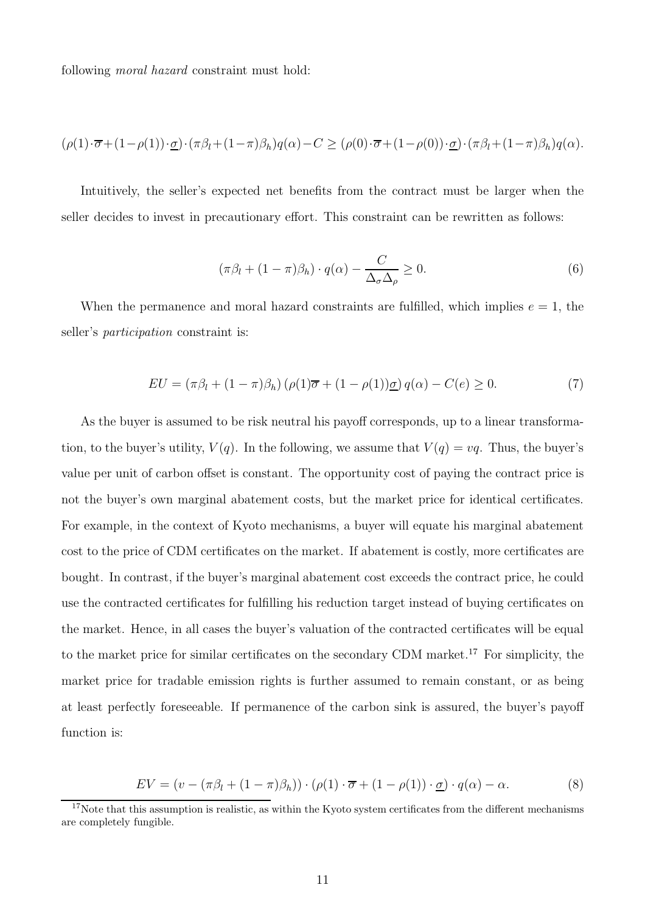following *moral hazard* constraint must hold:

$$(\rho(1)\cdot\overline{\sigma}+(1-\rho(1))\cdot\underline{\sigma})\cdot(\pi\beta_l+(1-\pi)\beta_h)q(\alpha)-C \geq (\rho(0)\cdot\overline{\sigma}+(1-\rho(0))\cdot\underline{\sigma})\cdot(\pi\beta_l+(1-\pi)\beta_h)q(\alpha).$$

Intuitively, the seller's expected net benefits from the contract must be larger when the seller decides to invest in precautionary effort. This constraint can be rewritten as follows:

$$(\pi\beta_l + (1-\pi)\beta_h)\cdot q(\alpha) - \frac{C}{\Delta_\sigma \Delta_\rho} \geq 0. \tag{6}$$

When the permanence and moral hazard constraints are fulfilled, which implies $e = 1$, the seller's *participation* constraint is:

$$EU = (\pi\beta_l + (1-\pi)\beta_h)\,(\rho(1)\overline{\sigma} + (1-\rho(1))\underline{\sigma})\,q(\alpha) - C(e) \geq 0. \tag{7}$$

As the buyer is assumed to be risk neutral his payoff corresponds, up to a linear transformation, to the buyer's utility, $V(q)$. In the following, we assume that $V(q) = vq$. Thus, the buyer's value per unit of carbon offset is constant. The opportunity cost of paying the contract price is not the buyer's own marginal abatement costs, but the market price for identical certificates. For example, in the context of Kyoto mechanisms, a buyer will equate his marginal abatement cost to the price of CDM certificates on the market. If abatement is costly, more certificates are bought. In contrast, if the buyer's marginal abatement cost exceeds the contract price, he could use the contracted certificates for fulfilling his reduction target instead of buying certificates on the market. Hence, in all cases the buyer's valuation of the contracted certificates will be equal to the market price for similar certificates on the secondary CDM market.[17] For simplicity, the market price for tradable emission rights is further assumed to remain constant, or as being at least perfectly foreseeable. If permanence of the carbon sink is assured, the buyer's payoff function is:

$$EV = (v - (\pi\beta_l + (1-\pi)\beta_h))\cdot(\rho(1)\cdot\overline{\sigma} + (1-\rho(1))\cdot\underline{\sigma})\cdot q(\alpha) - \alpha. \tag{8}$$

[17] Note that this assumption is realistic, as within the Kyoto system certificates from the different mechanisms are completely fungible.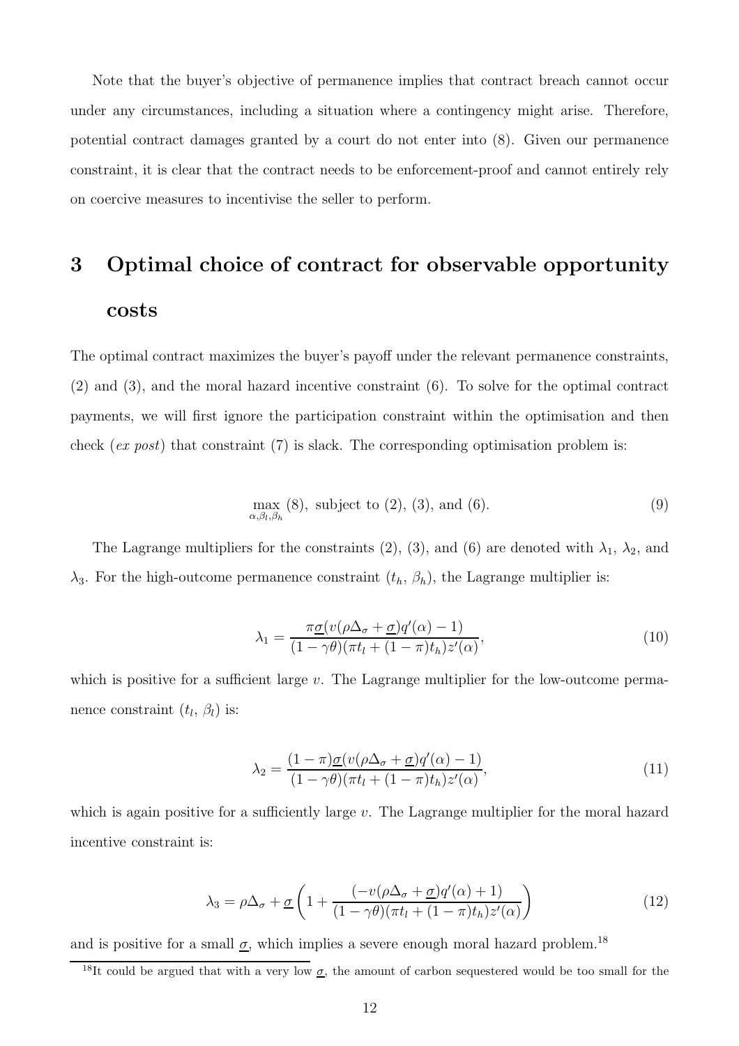Note that the buyer's objective of permanence implies that contract breach cannot occur under any circumstances, including a situation where a contingency might arise. Therefore, potential contract damages granted by a court do not enter into (8). Given our permanence constraint, it is clear that the contract needs to be enforcement-proof and cannot entirely rely on coercive measures to incentivise the seller to perform.

# 3 Optimal choice of contract for observable opportunity costs

The optimal contract maximizes the buyer's payoff under the relevant permanence constraints, (2) and (3), and the moral hazard incentive constraint (6). To solve for the optimal contract payments, we will first ignore the participation constraint within the optimisation and then check (*ex post*) that constraint (7) is slack. The corresponding optimisation problem is:

$$\max_{\alpha,\beta_l,\beta_h} (8), \text{ subject to } (2), (3), \text{ and } (6). \tag{9}$$

The Lagrange multipliers for the constraints (2), (3), and (6) are denoted with $\lambda_1$, $\lambda_2$, and $\lambda_3$. For the high-outcome permanence constraint ($t_h$, $\beta_h$), the Lagrange multiplier is:

$$\lambda_1 = \frac{\pi\underline{\sigma}(v(\rho\Delta_\sigma + \underline{\sigma})q'(\alpha) - 1)}{(1-\gamma\theta)(\pi t_l + (1-\pi)t_h)z'(\alpha)}, \tag{10}$$

which is positive for a sufficient large $v$. The Lagrange multiplier for the low-outcome permanence constraint ($t_l$, $\beta_l$) is:

$$\lambda_2 = \frac{(1-\pi)\underline{\sigma}(v(\rho\Delta_\sigma + \underline{\sigma})q'(\alpha) - 1)}{(1-\gamma\theta)(\pi t_l + (1-\pi)t_h)z'(\alpha)}, \tag{11}$$

which is again positive for a sufficiently large $v$. The Lagrange multiplier for the moral hazard incentive constraint is:

$$\lambda_3 = \rho\Delta_\sigma + \underline{\sigma}\left(1 + \frac{(-v(\rho\Delta_\sigma + \underline{\sigma})q'(\alpha) + 1)}{(1-\gamma\theta)(\pi t_l + (1-\pi)t_h)z'(\alpha)}\right) \tag{12}$$

and is positive for a small $\underline{\sigma}$, which implies a severe enough moral hazard problem.[18]

[18] It could be argued that with a very low $\underline{\sigma}$, the amount of carbon sequestered would be too small for the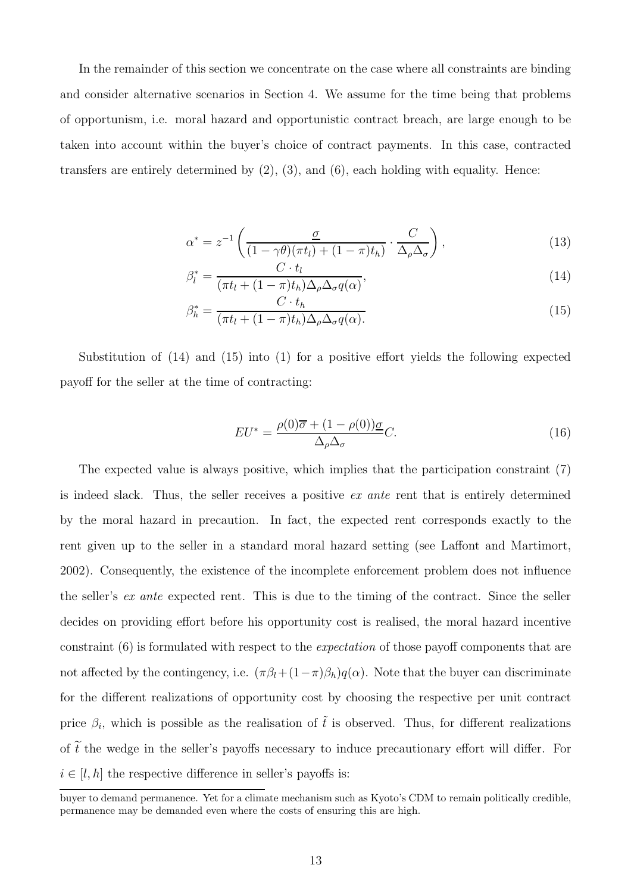In the remainder of this section we concentrate on the case where all constraints are binding and consider alternative scenarios in Section 4. We assume for the time being that problems of opportunism, i.e. moral hazard and opportunistic contract breach, are large enough to be taken into account within the buyer's choice of contract payments. In this case, contracted transfers are entirely determined by (2), (3), and (6), each holding with equality. Hence:

$$\alpha^* = z^{-1}\left(\frac{\underline{\sigma}}{(1-\gamma\theta)(\pi t_l) + (1-\pi)t_h} \cdot \frac{C}{\Delta_\rho \Delta_\sigma}\right), \tag{13}$$

$$\beta_l^* = \frac{C \cdot t_l}{(\pi t_l + (1-\pi)t_h)\Delta_\rho \Delta_\sigma q(\alpha)}, \tag{14}$$

$$\beta_h^* = \frac{C \cdot t_h}{(\pi t_l + (1-\pi)t_h)\Delta_\rho \Delta_\sigma q(\alpha).} \tag{15}$$

Substitution of (14) and (15) into (1) for a positive effort yields the following expected payoff for the seller at the time of contracting:

$$EU^* = \frac{\rho(0)\overline{\sigma} + (1-\rho(0))\underline{\sigma}}{\Delta_\rho \Delta_\sigma} C. \tag{16}$$

The expected value is always positive, which implies that the participation constraint (7) is indeed slack. Thus, the seller receives a positive *ex ante* rent that is entirely determined by the moral hazard in precaution. In fact, the expected rent corresponds exactly to the rent given up to the seller in a standard moral hazard setting (see Laffont and Martimort, 2002). Consequently, the existence of the incomplete enforcement problem does not influence the seller's *ex ante* expected rent. This is due to the timing of the contract. Since the seller decides on providing effort before his opportunity cost is realised, the moral hazard incentive constraint (6) is formulated with respect to the *expectation* of those payoff components that are not affected by the contingency, i.e. $(\pi\beta_l + (1-\pi)\beta_h)q(\alpha)$. Note that the buyer can discriminate for the different realizations of opportunity cost by choosing the respective per unit contract price $\beta_i$, which is possible as the realisation of $\tilde{t}$ is observed. Thus, for different realizations of $\widetilde{t}$ the wedge in the seller's payoffs necessary to induce precautionary effort will differ. For $i \in [l, h]$ the respective difference in seller's payoffs is:

buyer to demand permanence. Yet for a climate mechanism such as Kyoto's CDM to remain politically credible, permanence may be demanded even where the costs of ensuring this are high.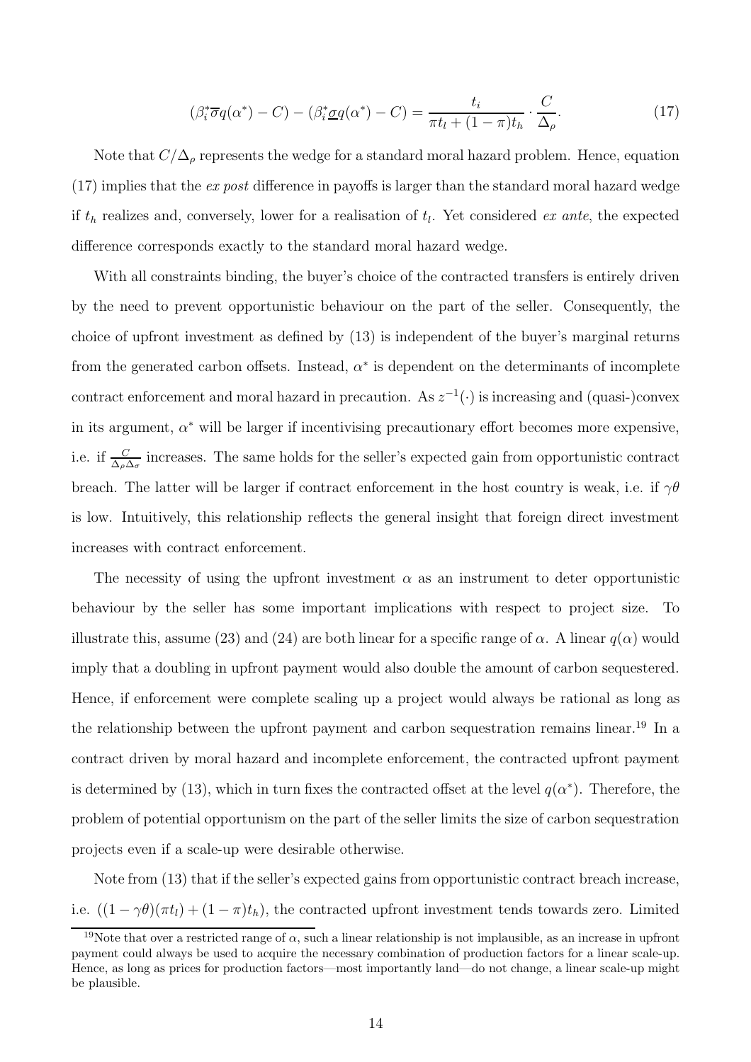$$(\beta_i^* \overline{\sigma} q(\alpha^*) - C) - (\beta_i^* \underline{\sigma} q(\alpha^*) - C) = \frac{t_i}{\pi t_l + (1-\pi) t_h} \cdot \frac{C}{\Delta_\rho}. \tag{17}$$

Note that $C/\Delta_\rho$ represents the wedge for a standard moral hazard problem. Hence, equation (17) implies that the *ex post* difference in payoffs is larger than the standard moral hazard wedge if $t_h$ realizes and, conversely, lower for a realisation of $t_l$. Yet considered *ex ante*, the expected difference corresponds exactly to the standard moral hazard wedge.

With all constraints binding, the buyer's choice of the contracted transfers is entirely driven by the need to prevent opportunistic behaviour on the part of the seller. Consequently, the choice of upfront investment as defined by (13) is independent of the buyer's marginal returns from the generated carbon offsets. Instead, $\alpha^*$ is dependent on the determinants of incomplete contract enforcement and moral hazard in precaution. As $z^{-1}(\cdot)$ is increasing and (quasi-)convex in its argument, $\alpha^*$ will be larger if incentivising precautionary effort becomes more expensive, i.e. if $\frac{C}{\Delta_\rho \Delta_\sigma}$ increases. The same holds for the seller's expected gain from opportunistic contract breach. The latter will be larger if contract enforcement in the host country is weak, i.e. if $\gamma\theta$ is low. Intuitively, this relationship reflects the general insight that foreign direct investment increases with contract enforcement.

The necessity of using the upfront investment $\alpha$ as an instrument to deter opportunistic behaviour by the seller has some important implications with respect to project size. To illustrate this, assume (23) and (24) are both linear for a specific range of $\alpha$. A linear $q(\alpha)$ would imply that a doubling in upfront payment would also double the amount of carbon sequestered. Hence, if enforcement were complete scaling up a project would always be rational as long as the relationship between the upfront payment and carbon sequestration remains linear.[19] In a contract driven by moral hazard and incomplete enforcement, the contracted upfront payment is determined by (13), which in turn fixes the contracted offset at the level $q(\alpha^*)$. Therefore, the problem of potential opportunism on the part of the seller limits the size of carbon sequestration projects even if a scale-up were desirable otherwise.

Note from (13) that if the seller's expected gains from opportunistic contract breach increase, i.e. $((1-\gamma\theta)(\pi t_l) + (1-\pi)t_h)$, the contracted upfront investment tends towards zero. Limited

[19]Note that over a restricted range of $\alpha$, such a linear relationship is not implausible, as an increase in upfront payment could always be used to acquire the necessary combination of production factors for a linear scale-up. Hence, as long as prices for production factors—most importantly land—do not change, a linear scale-up might be plausible.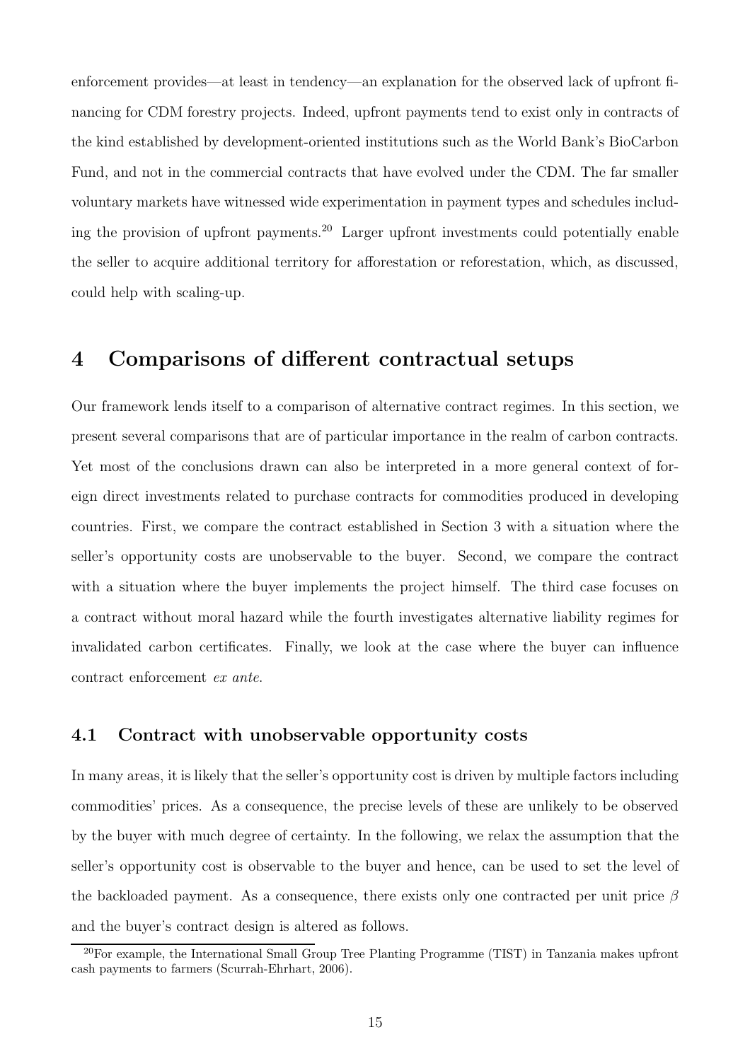enforcement provides—at least in tendency—an explanation for the observed lack of upfront financing for CDM forestry projects. Indeed, upfront payments tend to exist only in contracts of the kind established by development-oriented institutions such as the World Bank's BioCarbon Fund, and not in the commercial contracts that have evolved under the CDM. The far smaller voluntary markets have witnessed wide experimentation in payment types and schedules including the provision of upfront payments.[20] Larger upfront investments could potentially enable the seller to acquire additional territory for afforestation or reforestation, which, as discussed, could help with scaling-up.

# 4 Comparisons of different contractual setups

Our framework lends itself to a comparison of alternative contract regimes. In this section, we present several comparisons that are of particular importance in the realm of carbon contracts. Yet most of the conclusions drawn can also be interpreted in a more general context of foreign direct investments related to purchase contracts for commodities produced in developing countries. First, we compare the contract established in Section 3 with a situation where the seller's opportunity costs are unobservable to the buyer. Second, we compare the contract with a situation where the buyer implements the project himself. The third case focuses on a contract without moral hazard while the fourth investigates alternative liability regimes for invalidated carbon certificates. Finally, we look at the case where the buyer can influence contract enforcement *ex ante*.

## 4.1 Contract with unobservable opportunity costs

In many areas, it is likely that the seller's opportunity cost is driven by multiple factors including commodities' prices. As a consequence, the precise levels of these are unlikely to be observed by the buyer with much degree of certainty. In the following, we relax the assumption that the seller's opportunity cost is observable to the buyer and hence, can be used to set the level of the backloaded payment. As a consequence, there exists only one contracted per unit price $\beta$ and the buyer's contract design is altered as follows.

[20] For example, the International Small Group Tree Planting Programme (TIST) in Tanzania makes upfront cash payments to farmers (Scurrah-Ehrhart, 2006).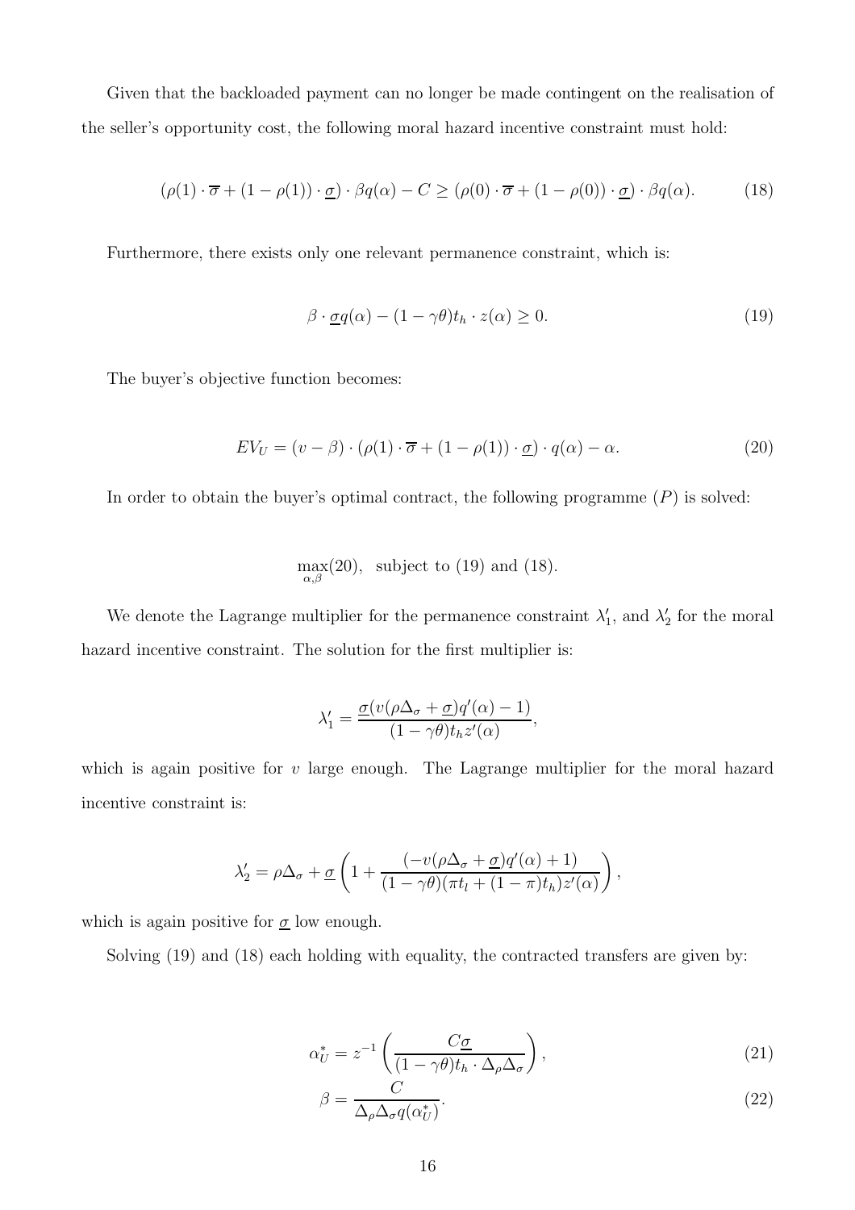Given that the backloaded payment can no longer be made contingent on the realisation of the seller's opportunity cost, the following moral hazard incentive constraint must hold:

$$(\rho(1) \cdot \overline{\sigma} + (1 - \rho(1)) \cdot \underline{\sigma}) \cdot \beta q(\alpha) - C \geq (\rho(0) \cdot \overline{\sigma} + (1 - \rho(0)) \cdot \underline{\sigma}) \cdot \beta q(\alpha). \tag{18}$$

Furthermore, there exists only one relevant permanence constraint, which is:

$$\beta \cdot \underline{\sigma} q(\alpha) - (1 - \gamma\theta) t_h \cdot z(\alpha) \geq 0. \tag{19}$$

The buyer's objective function becomes:

$$EV_U = (v - \beta) \cdot (\rho(1) \cdot \overline{\sigma} + (1 - \rho(1)) \cdot \underline{\sigma}) \cdot q(\alpha) - \alpha. \tag{20}$$

In order to obtain the buyer's optimal contract, the following programme $(P)$ is solved:

$$\max_{\alpha,\beta}(20), \text{ subject to (19) and (18).}$$

We denote the Lagrange multiplier for the permanence constraint $\lambda_1'$, and $\lambda_2'$ for the moral hazard incentive constraint. The solution for the first multiplier is:

$$\lambda_1' = \frac{\underline{\sigma}(v(\rho\Delta_\sigma + \underline{\sigma})q'(\alpha) - 1)}{(1 - \gamma\theta)t_h z'(\alpha)},$$

which is again positive for $v$ large enough. The Lagrange multiplier for the moral hazard incentive constraint is:

$$\lambda_2' = \rho\Delta_\sigma + \underline{\sigma}\left(1 + \frac{(-v(\rho\Delta_\sigma + \underline{\sigma})q'(\alpha) + 1)}{(1 - \gamma\theta)(\pi t_l + (1 - \pi)t_h)z'(\alpha)}\right),$$

which is again positive for $\underline{\sigma}$ low enough.

Solving (19) and (18) each holding with equality, the contracted transfers are given by:

$$\alpha_U^* = z^{-1}\left(\frac{C\underline{\sigma}}{(1 - \gamma\theta)t_h \cdot \Delta_\rho\Delta_\sigma}\right), \tag{21}$$

$$\beta = \frac{C}{\Delta_\rho\Delta_\sigma q(\alpha_U^*)}. \tag{22}$$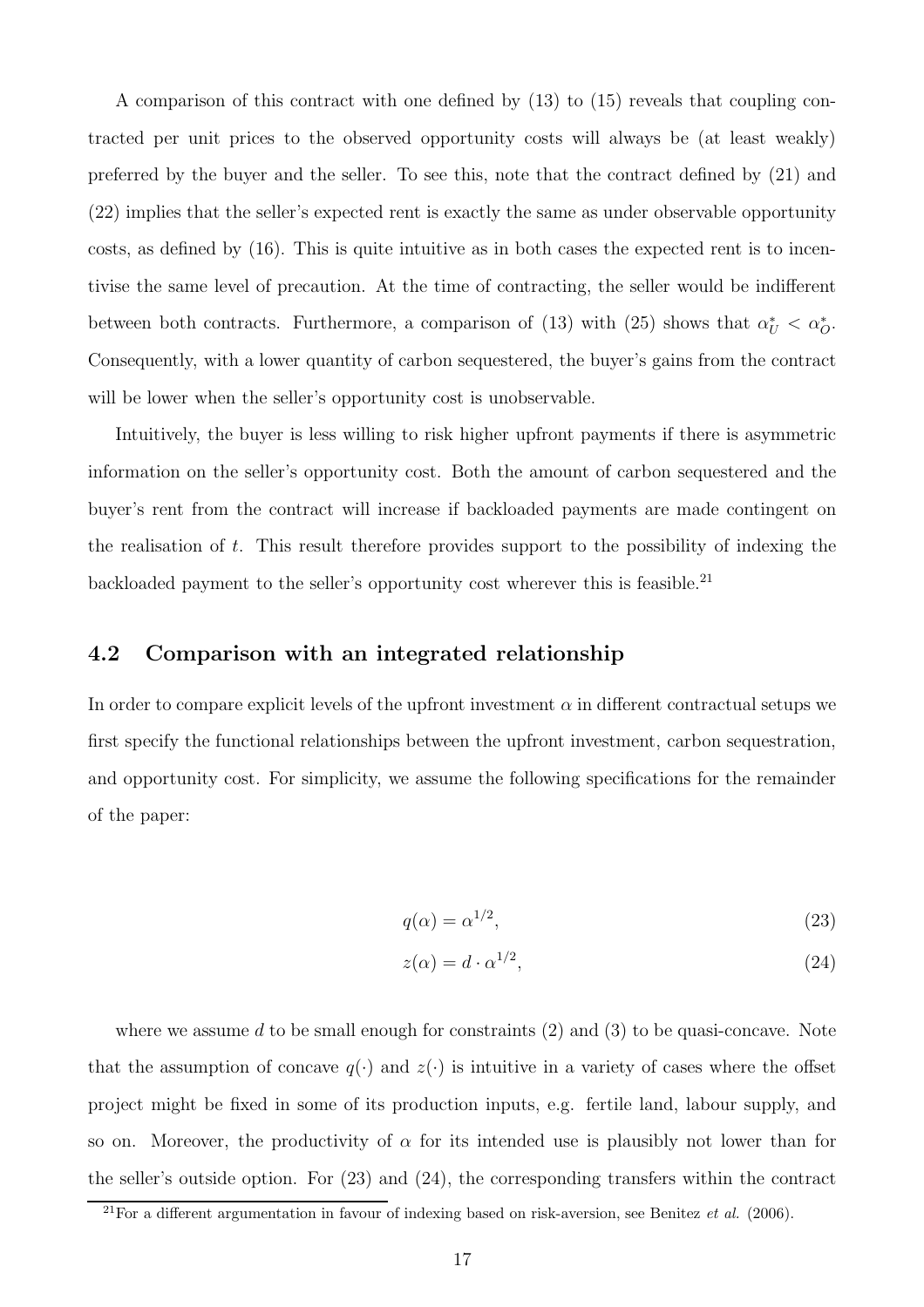A comparison of this contract with one defined by (13) to (15) reveals that coupling contracted per unit prices to the observed opportunity costs will always be (at least weakly) preferred by the buyer and the seller. To see this, note that the contract defined by (21) and (22) implies that the seller's expected rent is exactly the same as under observable opportunity costs, as defined by (16). This is quite intuitive as in both cases the expected rent is to incentivise the same level of precaution. At the time of contracting, the seller would be indifferent between both contracts. Furthermore, a comparison of (13) with (25) shows that $\alpha_U^* < \alpha_O^*$. Consequently, with a lower quantity of carbon sequestered, the buyer's gains from the contract will be lower when the seller's opportunity cost is unobservable.

Intuitively, the buyer is less willing to risk higher upfront payments if there is asymmetric information on the seller's opportunity cost. Both the amount of carbon sequestered and the buyer's rent from the contract will increase if backloaded payments are made contingent on the realisation of $t$. This result therefore provides support to the possibility of indexing the backloaded payment to the seller's opportunity cost wherever this is feasible.[21]

## 4.2 Comparison with an integrated relationship

In order to compare explicit levels of the upfront investment $\alpha$ in different contractual setups we first specify the functional relationships between the upfront investment, carbon sequestration, and opportunity cost. For simplicity, we assume the following specifications for the remainder of the paper:

$$q(\alpha) = \alpha^{1/2}, \tag{23}$$

$$z(\alpha) = d \cdot \alpha^{1/2}, \tag{24}$$

where we assume $d$ to be small enough for constraints (2) and (3) to be quasi-concave. Note that the assumption of concave $q(\cdot)$ and $z(\cdot)$ is intuitive in a variety of cases where the offset project might be fixed in some of its production inputs, e.g. fertile land, labour supply, and so on. Moreover, the productivity of $\alpha$ for its intended use is plausibly not lower than for the seller's outside option. For (23) and (24), the corresponding transfers within the contract

[21] For a different argumentation in favour of indexing based on risk-aversion, see Benitez *et al.* (2006).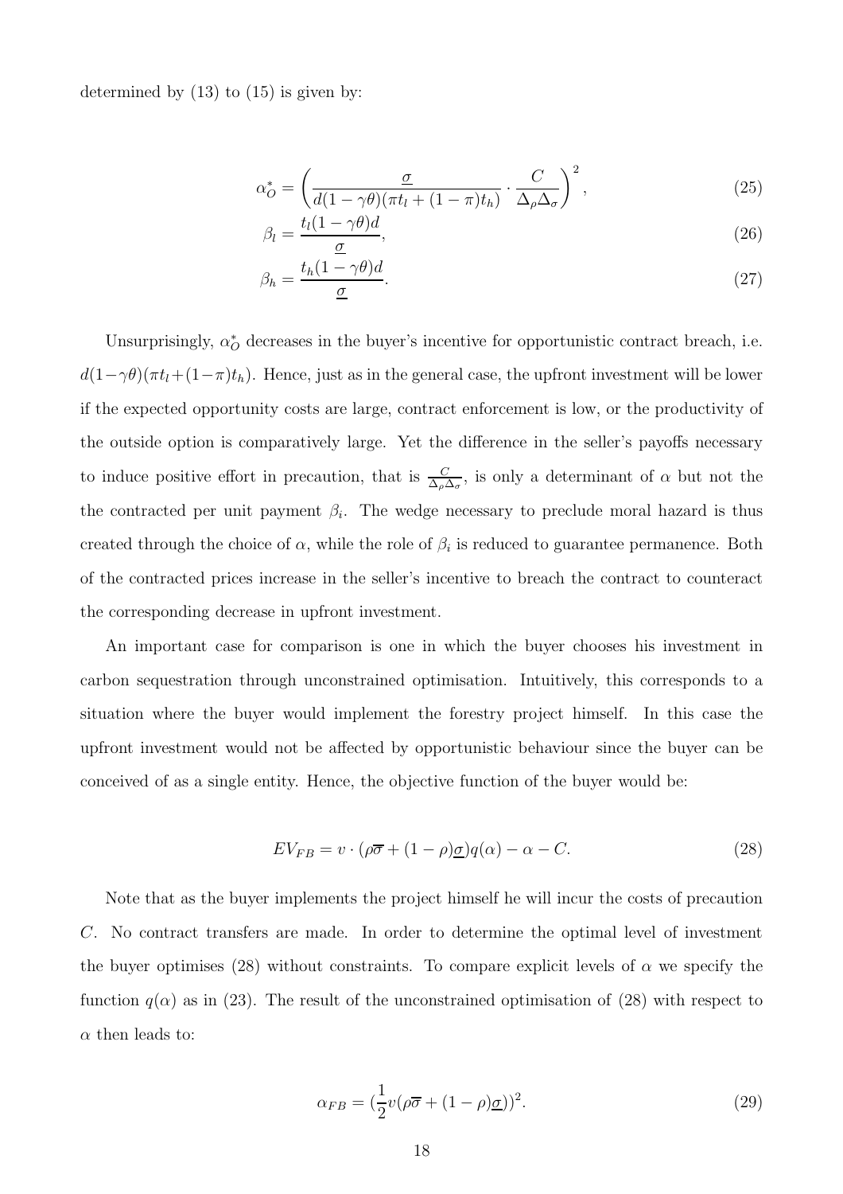determined by (13) to (15) is given by:

$$\alpha_O^* = \left( \frac{\underline{\sigma}}{d(1-\gamma\theta)(\pi t_l + (1-\pi)t_h)} \cdot \frac{C}{\Delta_\rho \Delta_\sigma} \right)^2, \tag{25}$$

$$\beta_l = \frac{t_l(1-\gamma\theta)d}{\underline{\sigma}}, \tag{26}$$

$$\beta_h = \frac{t_h(1-\gamma\theta)d}{\underline{\sigma}}. \tag{27}$$

Unsurprisingly, $\alpha_O^*$ decreases in the buyer's incentive for opportunistic contract breach, i.e. $d(1-\gamma\theta)(\pi t_l+(1-\pi)t_h)$. Hence, just as in the general case, the upfront investment will be lower if the expected opportunity costs are large, contract enforcement is low, or the productivity of the outside option is comparatively large. Yet the difference in the seller's payoffs necessary to induce positive effort in precaution, that is $\frac{C}{\Delta_\rho \Delta_\sigma}$, is only a determinant of $\alpha$ but not the the contracted per unit payment $\beta_i$. The wedge necessary to preclude moral hazard is thus created through the choice of $\alpha$, while the role of $\beta_i$ is reduced to guarantee permanence. Both of the contracted prices increase in the seller's incentive to breach the contract to counteract the corresponding decrease in upfront investment.

An important case for comparison is one in which the buyer chooses his investment in carbon sequestration through unconstrained optimisation. Intuitively, this corresponds to a situation where the buyer would implement the forestry project himself. In this case the upfront investment would not be affected by opportunistic behaviour since the buyer can be conceived of as a single entity. Hence, the objective function of the buyer would be:

$$EV_{FB} = v \cdot (\rho\overline{\sigma} + (1-\rho)\underline{\sigma})q(\alpha) - \alpha - C. \tag{28}$$

Note that as the buyer implements the project himself he will incur the costs of precaution $C$. No contract transfers are made. In order to determine the optimal level of investment the buyer optimises (28) without constraints. To compare explicit levels of $\alpha$ we specify the function $q(\alpha)$ as in (23). The result of the unconstrained optimisation of (28) with respect to $\alpha$ then leads to:

$$\alpha_{FB} = (\frac{1}{2}v(\rho\overline{\sigma} + (1-\rho)\underline{\sigma}))^2. \tag{29}$$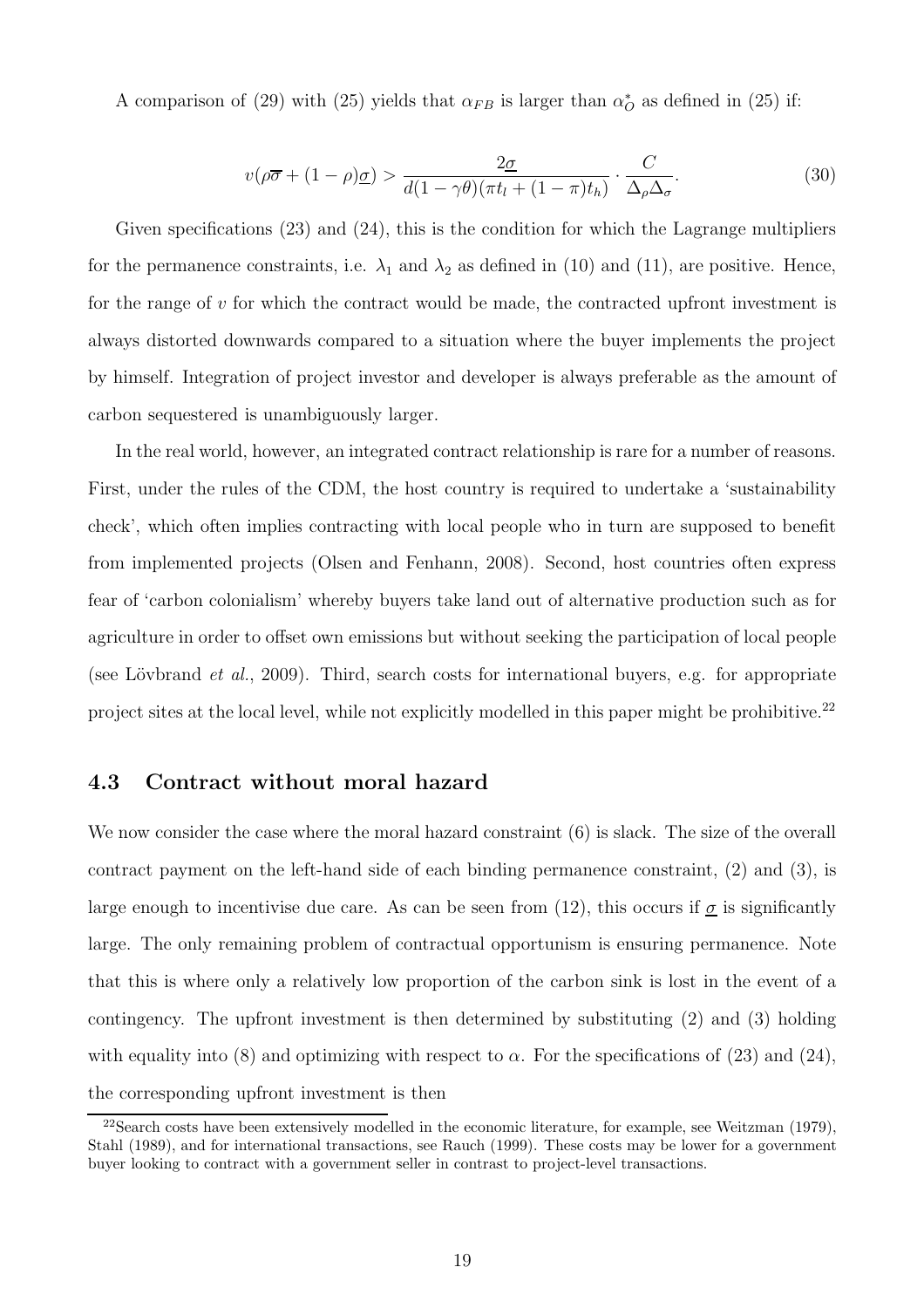A comparison of (29) with (25) yields that $\alpha_{FB}$ is larger than $\alpha_O^*$ as defined in (25) if:

$$v(\rho\overline{\sigma} + (1-\rho)\underline{\sigma}) > \frac{2\underline{\sigma}}{d(1-\gamma\theta)(\pi t_l + (1-\pi)t_h)} \cdot \frac{C}{\Delta_\rho \Delta_\sigma}. \tag{30}$$

Given specifications (23) and (24), this is the condition for which the Lagrange multipliers for the permanence constraints, i.e. $\lambda_1$ and $\lambda_2$ as defined in (10) and (11), are positive. Hence, for the range of $v$ for which the contract would be made, the contracted upfront investment is always distorted downwards compared to a situation where the buyer implements the project by himself. Integration of project investor and developer is always preferable as the amount of carbon sequestered is unambiguously larger.

In the real world, however, an integrated contract relationship is rare for a number of reasons. First, under the rules of the CDM, the host country is required to undertake a 'sustainability check', which often implies contracting with local people who in turn are supposed to benefit from implemented projects (Olsen and Fenhann, 2008). Second, host countries often express fear of 'carbon colonialism' whereby buyers take land out of alternative production such as for agriculture in order to offset own emissions but without seeking the participation of local people (see Lövbrand *et al.*, 2009). Third, search costs for international buyers, e.g. for appropriate project sites at the local level, while not explicitly modelled in this paper might be prohibitive.[22]

### 4.3 Contract without moral hazard

We now consider the case where the moral hazard constraint (6) is slack. The size of the overall contract payment on the left-hand side of each binding permanence constraint, (2) and (3), is large enough to incentivise due care. As can be seen from (12), this occurs if $\underline{\sigma}$ is significantly large. The only remaining problem of contractual opportunism is ensuring permanence. Note that this is where only a relatively low proportion of the carbon sink is lost in the event of a contingency. The upfront investment is then determined by substituting (2) and (3) holding with equality into (8) and optimizing with respect to $\alpha$. For the specifications of (23) and (24), the corresponding upfront investment is then

[22] Search costs have been extensively modelled in the economic literature, for example, see Weitzman (1979), Stahl (1989), and for international transactions, see Rauch (1999). These costs may be lower for a government buyer looking to contract with a government seller in contrast to project-level transactions.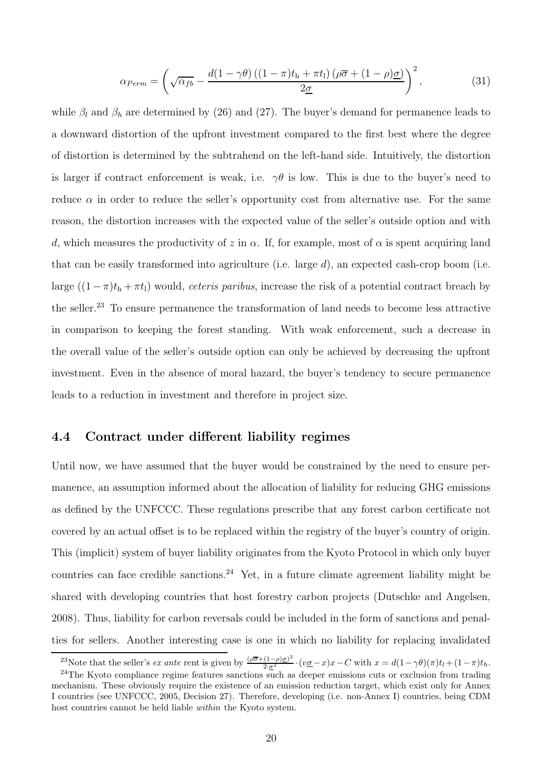$$\alpha_{Perm} = \left( \sqrt{\alpha_{fb}} - \frac{d(1-\gamma\theta)\left((1-\pi)t_{\mathrm{h}} + \pi t_{\mathrm{l}}\right)\left(\rho\overline{\sigma} + (1-\rho)\underline{\sigma}\right)}{2\underline{\sigma}} \right)^2, \tag{31}$$

while $\beta_l$ and $\beta_h$ are determined by (26) and (27). The buyer's demand for permanence leads to a downward distortion of the upfront investment compared to the first best where the degree of distortion is determined by the subtrahend on the left-hand side. Intuitively, the distortion is larger if contract enforcement is weak, i.e. $\gamma\theta$ is low. This is due to the buyer's need to reduce $\alpha$ in order to reduce the seller's opportunity cost from alternative use. For the same reason, the distortion increases with the expected value of the seller's outside option and with $d$, which measures the productivity of $z$ in $\alpha$. If, for example, most of $\alpha$ is spent acquiring land that can be easily transformed into agriculture (i.e. large $d$), an expected cash-crop boom (i.e. large $((1-\pi)t_{\mathrm{h}} + \pi t_{\mathrm{l}})$ would, *ceteris paribus*, increase the risk of a potential contract breach by the seller.[23] To ensure permanence the transformation of land needs to become less attractive in comparison to keeping the forest standing. With weak enforcement, such a decrease in the overall value of the seller's outside option can only be achieved by decreasing the upfront investment. Even in the absence of moral hazard, the buyer's tendency to secure permanence leads to a reduction in investment and therefore in project size.

## 4.4 Contract under different liability regimes

Until now, we have assumed that the buyer would be constrained by the need to ensure permanence, an assumption informed about the allocation of liability for reducing GHG emissions as defined by the UNFCCC. These regulations prescribe that any forest carbon certificate not covered by an actual offset is to be replaced within the registry of the buyer's country of origin. This (implicit) system of buyer liability originates from the Kyoto Protocol in which only buyer countries can face credible sanctions.[24] Yet, in a future climate agreement liability might be shared with developing countries that host forestry carbon projects (Dutschke and Angelsen, 2008). Thus, liability for carbon reversals could be included in the form of sanctions and penalties for sellers. Another interesting case is one in which no liability for replacing invalidated

---

[23] Note that the seller's *ex ante* rent is given by $\frac{(\rho\overline{\sigma}+(1-\rho)\underline{\sigma})^2}{2\cdot\underline{\sigma}^2} \cdot (v\underline{\sigma} - x)x - C$ with $x = d(1-\gamma\theta)(\pi)t_l + (1-\pi)t_h$.

[24] The Kyoto compliance regime features sanctions such as deeper emissions cuts or exclusion from trading mechanism. These obviously require the existence of an emission reduction target, which exist only for Annex I countries (see UNFCCC, 2005, Decision 27). Therefore, developing (i.e. non-Annex I) countries, being CDM host countries cannot be held liable *within* the Kyoto system.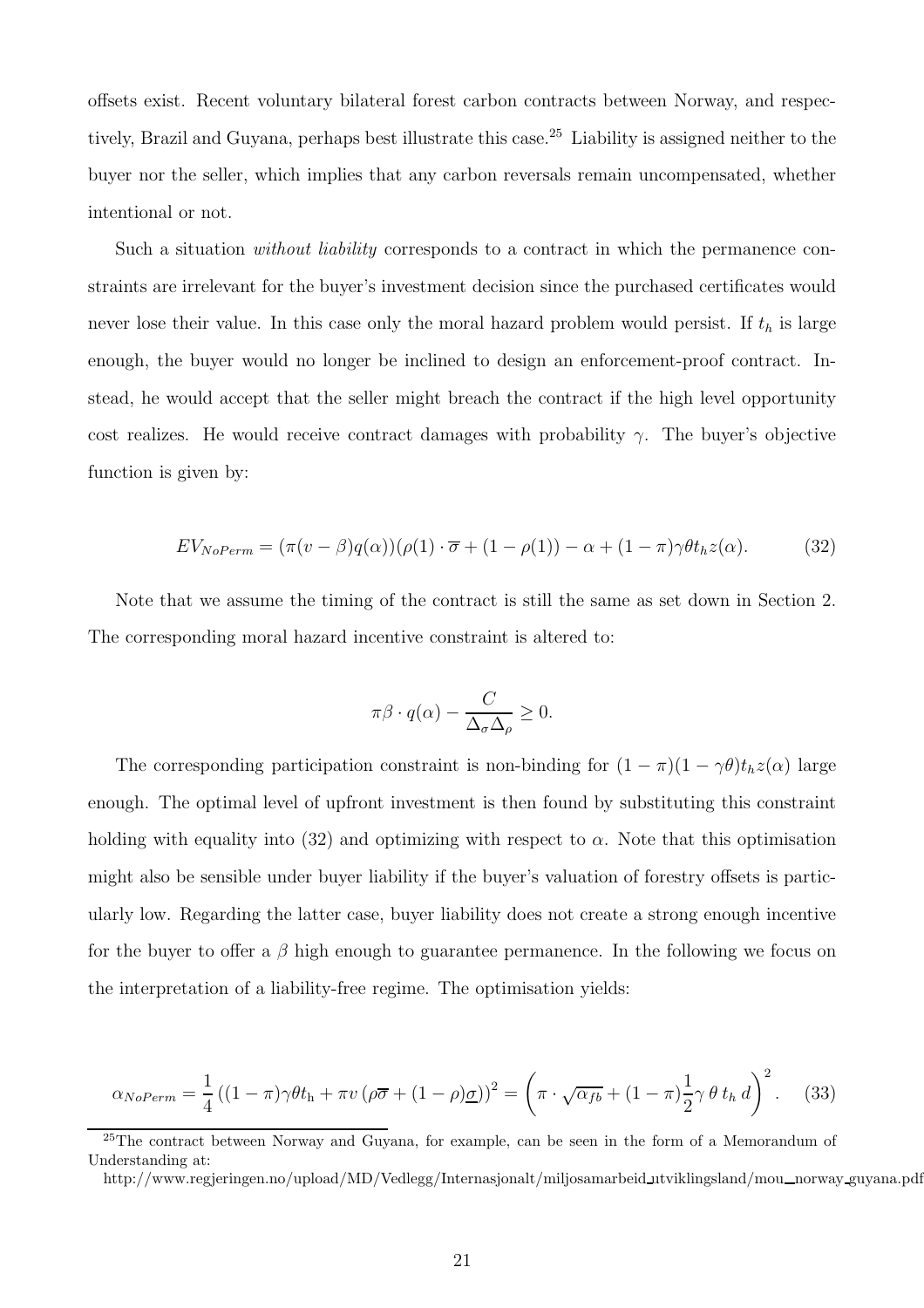offsets exist. Recent voluntary bilateral forest carbon contracts between Norway, and respectively, Brazil and Guyana, perhaps best illustrate this case.[25] Liability is assigned neither to the buyer nor the seller, which implies that any carbon reversals remain uncompensated, whether intentional or not.

Such a situation *without liability* corresponds to a contract in which the permanence constraints are irrelevant for the buyer's investment decision since the purchased certificates would never lose their value. In this case only the moral hazard problem would persist. If $t_h$ is large enough, the buyer would no longer be inclined to design an enforcement-proof contract. Instead, he would accept that the seller might breach the contract if the high level opportunity cost realizes. He would receive contract damages with probability $\gamma$. The buyer's objective function is given by:

$$EV_{NoPerm} = (\pi(v - \beta)q(\alpha))(\rho(1) \cdot \overline{\sigma} + (1 - \rho(1)) - \alpha + (1 - \pi)\gamma\theta t_h z(\alpha). \tag{32}$$

Note that we assume the timing of the contract is still the same as set down in Section 2. The corresponding moral hazard incentive constraint is altered to:

$$\pi\beta \cdot q(\alpha) - \frac{C}{\Delta_\sigma \Delta_\rho} \geq 0.$$

The corresponding participation constraint is non-binding for $(1 - \pi)(1 - \gamma\theta)t_h z(\alpha)$ large enough. The optimal level of upfront investment is then found by substituting this constraint holding with equality into (32) and optimizing with respect to $\alpha$. Note that this optimisation might also be sensible under buyer liability if the buyer's valuation of forestry offsets is particularly low. Regarding the latter case, buyer liability does not create a strong enough incentive for the buyer to offer a $\beta$ high enough to guarantee permanence. In the following we focus on the interpretation of a liability-free regime. The optimisation yields:

$$\alpha_{NoPerm} = \frac{1}{4}\left((1 - \pi)\gamma\theta t_h + \pi v\left(\rho\overline{\sigma} + (1 - \rho)\underline{\sigma}\right)\right)^2 = \left(\pi \cdot \sqrt{\alpha_{fb}} + (1 - \pi)\frac{1}{2}\gamma\,\theta\, t_h\, d\right)^2. \tag{33}$$

[25] The contract between Norway and Guyana, for example, can be seen in the form of a Memorandum of Understanding at:
http://www.regjeringen.no/upload/MD/Vedlegg/Internasjonalt/miljosamarbeid_utviklingsland/mou_norway_guyana.pdf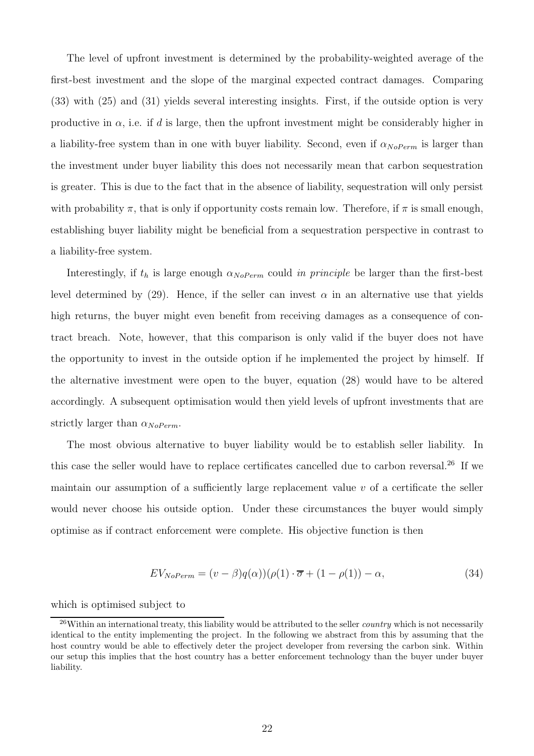The level of upfront investment is determined by the probability-weighted average of the first-best investment and the slope of the marginal expected contract damages. Comparing (33) with (25) and (31) yields several interesting insights. First, if the outside option is very productive in $\alpha$, i.e. if $d$ is large, then the upfront investment might be considerably higher in a liability-free system than in one with buyer liability. Second, even if $\alpha_{NoPerm}$ is larger than the investment under buyer liability this does not necessarily mean that carbon sequestration is greater. This is due to the fact that in the absence of liability, sequestration will only persist with probability $\pi$, that is only if opportunity costs remain low. Therefore, if $\pi$ is small enough, establishing buyer liability might be beneficial from a sequestration perspective in contrast to a liability-free system.

Interestingly, if $t_h$ is large enough $\alpha_{NoPerm}$ could *in principle* be larger than the first-best level determined by (29). Hence, if the seller can invest $\alpha$ in an alternative use that yields high returns, the buyer might even benefit from receiving damages as a consequence of contract breach. Note, however, that this comparison is only valid if the buyer does not have the opportunity to invest in the outside option if he implemented the project by himself. If the alternative investment were open to the buyer, equation (28) would have to be altered accordingly. A subsequent optimisation would then yield levels of upfront investments that are strictly larger than $\alpha_{NoPerm}$.

The most obvious alternative to buyer liability would be to establish seller liability. In this case the seller would have to replace certificates cancelled due to carbon reversal.[26] If we maintain our assumption of a sufficiently large replacement value $v$ of a certificate the seller would never choose his outside option. Under these circumstances the buyer would simply optimise as if contract enforcement were complete. His objective function is then

$$EV_{NoPerm} = (v - \beta)q(\alpha))(\rho(1) \cdot \overline{\sigma} + (1 - \rho(1)) - \alpha, \tag{34}$$

which is optimised subject to

[26] Within an international treaty, this liability would be attributed to the seller *country* which is not necessarily identical to the entity implementing the project. In the following we abstract from this by assuming that the host country would be able to effectively deter the project developer from reversing the carbon sink. Within our setup this implies that the host country has a better enforcement technology than the buyer under buyer liability.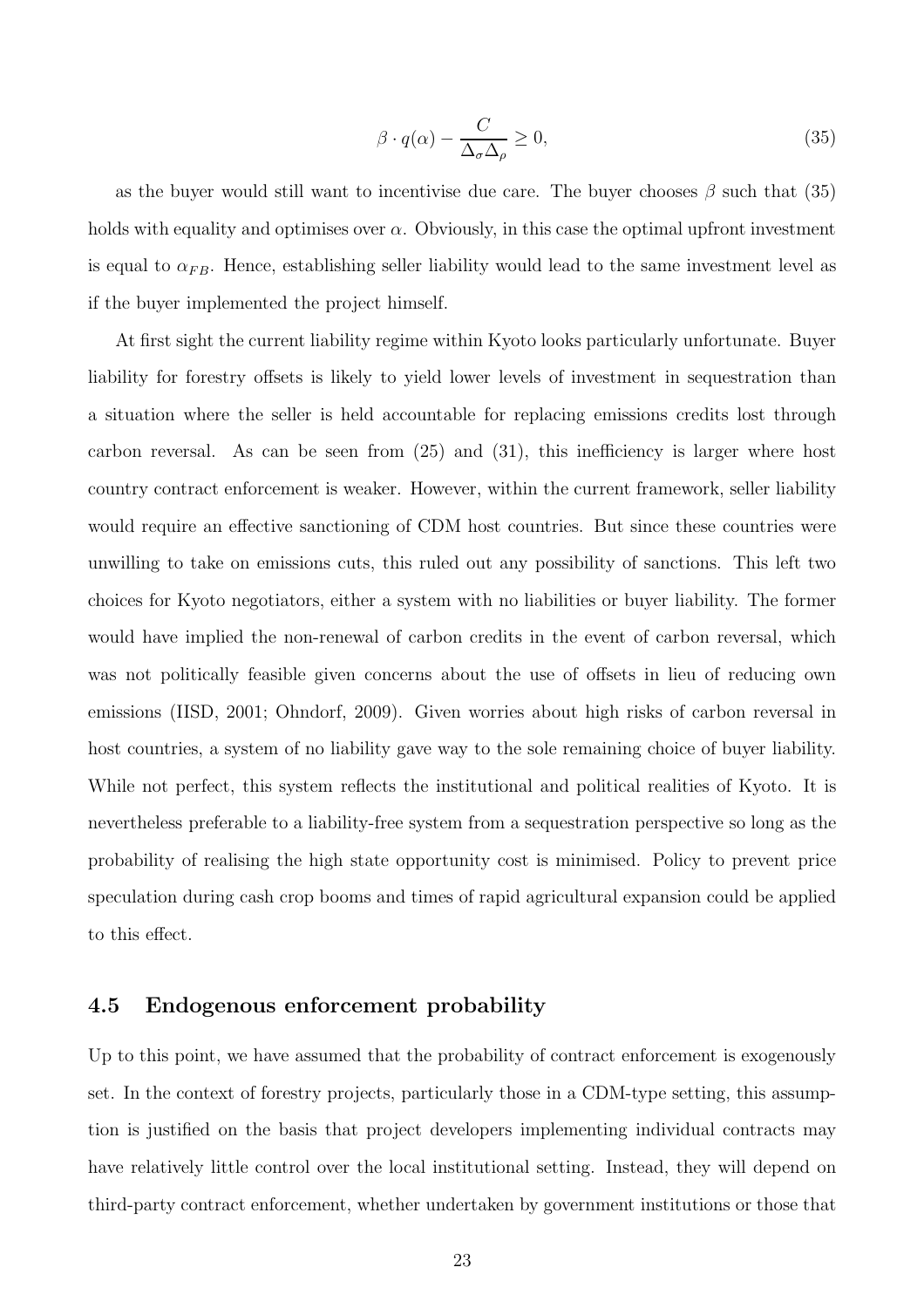$$\beta \cdot q(\alpha) - \frac{C}{\Delta_\sigma \Delta_\rho} \geq 0, \tag{35}$$

as the buyer would still want to incentivise due care. The buyer chooses $\beta$ such that (35) holds with equality and optimises over $\alpha$. Obviously, in this case the optimal upfront investment is equal to $\alpha_{FB}$. Hence, establishing seller liability would lead to the same investment level as if the buyer implemented the project himself.

At first sight the current liability regime within Kyoto looks particularly unfortunate. Buyer liability for forestry offsets is likely to yield lower levels of investment in sequestration than a situation where the seller is held accountable for replacing emissions credits lost through carbon reversal. As can be seen from (25) and (31), this inefficiency is larger where host country contract enforcement is weaker. However, within the current framework, seller liability would require an effective sanctioning of CDM host countries. But since these countries were unwilling to take on emissions cuts, this ruled out any possibility of sanctions. This left two choices for Kyoto negotiators, either a system with no liabilities or buyer liability. The former would have implied the non-renewal of carbon credits in the event of carbon reversal, which was not politically feasible given concerns about the use of offsets in lieu of reducing own emissions (IISD, 2001; Ohndorf, 2009). Given worries about high risks of carbon reversal in host countries, a system of no liability gave way to the sole remaining choice of buyer liability. While not perfect, this system reflects the institutional and political realities of Kyoto. It is nevertheless preferable to a liability-free system from a sequestration perspective so long as the probability of realising the high state opportunity cost is minimised. Policy to prevent price speculation during cash crop booms and times of rapid agricultural expansion could be applied to this effect.

### 4.5 Endogenous enforcement probability

Up to this point, we have assumed that the probability of contract enforcement is exogenously set. In the context of forestry projects, particularly those in a CDM-type setting, this assumption is justified on the basis that project developers implementing individual contracts may have relatively little control over the local institutional setting. Instead, they will depend on third-party contract enforcement, whether undertaken by government institutions or those that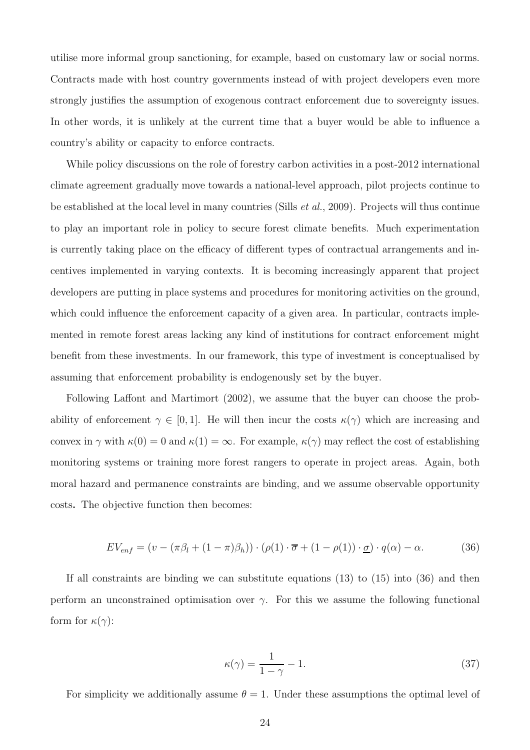utilise more informal group sanctioning, for example, based on customary law or social norms. Contracts made with host country governments instead of with project developers even more strongly justifies the assumption of exogenous contract enforcement due to sovereignty issues. In other words, it is unlikely at the current time that a buyer would be able to influence a country's ability or capacity to enforce contracts.

While policy discussions on the role of forestry carbon activities in a post-2012 international climate agreement gradually move towards a national-level approach, pilot projects continue to be established at the local level in many countries (Sills *et al.*, 2009). Projects will thus continue to play an important role in policy to secure forest climate benefits. Much experimentation is currently taking place on the efficacy of different types of contractual arrangements and incentives implemented in varying contexts. It is becoming increasingly apparent that project developers are putting in place systems and procedures for monitoring activities on the ground, which could influence the enforcement capacity of a given area. In particular, contracts implemented in remote forest areas lacking any kind of institutions for contract enforcement might benefit from these investments. In our framework, this type of investment is conceptualised by assuming that enforcement probability is endogenously set by the buyer.

Following Laffont and Martimort (2002), we assume that the buyer can choose the probability of enforcement $\gamma \in [0, 1]$. He will then incur the costs $\kappa(\gamma)$ which are increasing and convex in $\gamma$ with $\kappa(0) = 0$ and $\kappa(1) = \infty$. For example, $\kappa(\gamma)$ may reflect the cost of establishing monitoring systems or training more forest rangers to operate in project areas. Again, both moral hazard and permanence constraints are binding, and we assume observable opportunity costs**.** The objective function then becomes:

$$EV_{enf} = (v - (\pi\beta_l + (1 - \pi)\beta_h)) \cdot (\rho(1) \cdot \overline{\sigma} + (1 - \rho(1)) \cdot \underline{\sigma}) \cdot q(\alpha) - \alpha. \tag{36}$$

If all constraints are binding we can substitute equations (13) to (15) into (36) and then perform an unconstrained optimisation over $\gamma$. For this we assume the following functional form for $\kappa(\gamma)$:

$$\kappa(\gamma) = \frac{1}{1 - \gamma} - 1. \tag{37}$$

For simplicity we additionally assume $\theta = 1$. Under these assumptions the optimal level of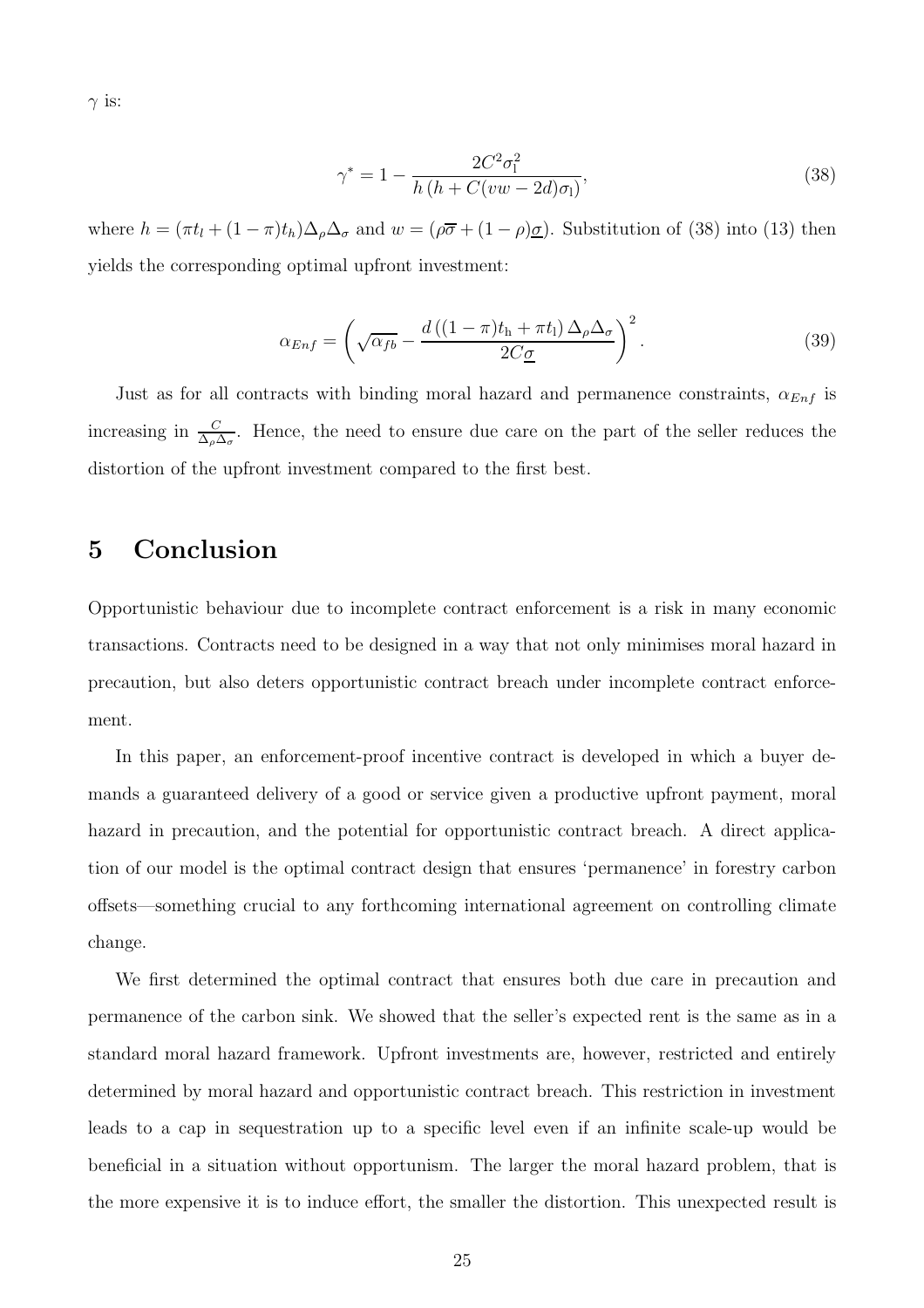$\gamma$ is:

$$\gamma^* = 1 - \frac{2C^2\sigma_l^2}{h\left(h + C(vw - 2d)\sigma_l\right)}, \tag{38}$$

where $h = (\pi t_l + (1-\pi)t_h)\Delta_\rho\Delta_\sigma$ and $w = (\rho\overline{\sigma} + (1-\rho)\underline{\sigma})$. Substitution of (38) into (13) then yields the corresponding optimal upfront investment:

$$\alpha_{Enf} = \left(\sqrt{\alpha_{fb}} - \frac{d\left((1-\pi)t_h + \pi t_l\right)\Delta_\rho\Delta_\sigma}{2C\underline{\sigma}}\right)^2. \tag{39}$$

Just as for all contracts with binding moral hazard and permanence constraints, $\alpha_{Enf}$ is increasing in $\frac{C}{\Delta_\rho\Delta_\sigma}$. Hence, the need to ensure due care on the part of the seller reduces the distortion of the upfront investment compared to the first best.

## 5 Conclusion

Opportunistic behaviour due to incomplete contract enforcement is a risk in many economic transactions. Contracts need to be designed in a way that not only minimises moral hazard in precaution, but also deters opportunistic contract breach under incomplete contract enforcement.

In this paper, an enforcement-proof incentive contract is developed in which a buyer demands a guaranteed delivery of a good or service given a productive upfront payment, moral hazard in precaution, and the potential for opportunistic contract breach. A direct application of our model is the optimal contract design that ensures 'permanence' in forestry carbon offsets—something crucial to any forthcoming international agreement on controlling climate change.

We first determined the optimal contract that ensures both due care in precaution and permanence of the carbon sink. We showed that the seller's expected rent is the same as in a standard moral hazard framework. Upfront investments are, however, restricted and entirely determined by moral hazard and opportunistic contract breach. This restriction in investment leads to a cap in sequestration up to a specific level even if an infinite scale-up would be beneficial in a situation without opportunism. The larger the moral hazard problem, that is the more expensive it is to induce effort, the smaller the distortion. This unexpected result is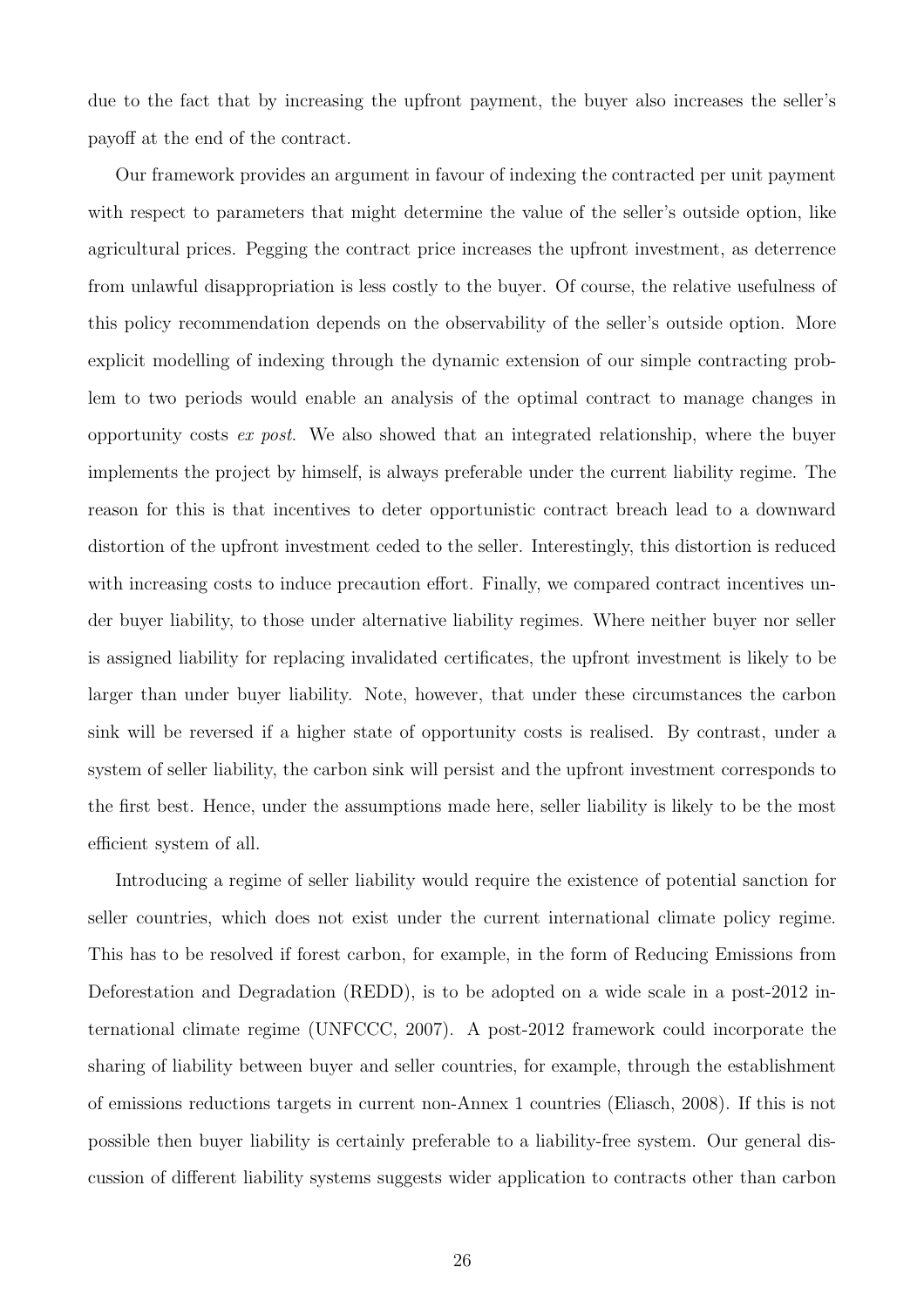due to the fact that by increasing the upfront payment, the buyer also increases the seller's payoff at the end of the contract.

Our framework provides an argument in favour of indexing the contracted per unit payment with respect to parameters that might determine the value of the seller's outside option, like agricultural prices. Pegging the contract price increases the upfront investment, as deterrence from unlawful disappropriation is less costly to the buyer. Of course, the relative usefulness of this policy recommendation depends on the observability of the seller's outside option. More explicit modelling of indexing through the dynamic extension of our simple contracting problem to two periods would enable an analysis of the optimal contract to manage changes in opportunity costs *ex post*. We also showed that an integrated relationship, where the buyer implements the project by himself, is always preferable under the current liability regime. The reason for this is that incentives to deter opportunistic contract breach lead to a downward distortion of the upfront investment ceded to the seller. Interestingly, this distortion is reduced with increasing costs to induce precaution effort. Finally, we compared contract incentives under buyer liability, to those under alternative liability regimes. Where neither buyer nor seller is assigned liability for replacing invalidated certificates, the upfront investment is likely to be larger than under buyer liability. Note, however, that under these circumstances the carbon sink will be reversed if a higher state of opportunity costs is realised. By contrast, under a system of seller liability, the carbon sink will persist and the upfront investment corresponds to the first best. Hence, under the assumptions made here, seller liability is likely to be the most efficient system of all.

Introducing a regime of seller liability would require the existence of potential sanction for seller countries, which does not exist under the current international climate policy regime. This has to be resolved if forest carbon, for example, in the form of Reducing Emissions from Deforestation and Degradation (REDD), is to be adopted on a wide scale in a post-2012 international climate regime (UNFCCC, 2007). A post-2012 framework could incorporate the sharing of liability between buyer and seller countries, for example, through the establishment of emissions reductions targets in current non-Annex 1 countries (Eliasch, 2008). If this is not possible then buyer liability is certainly preferable to a liability-free system. Our general discussion of different liability systems suggests wider application to contracts other than carbon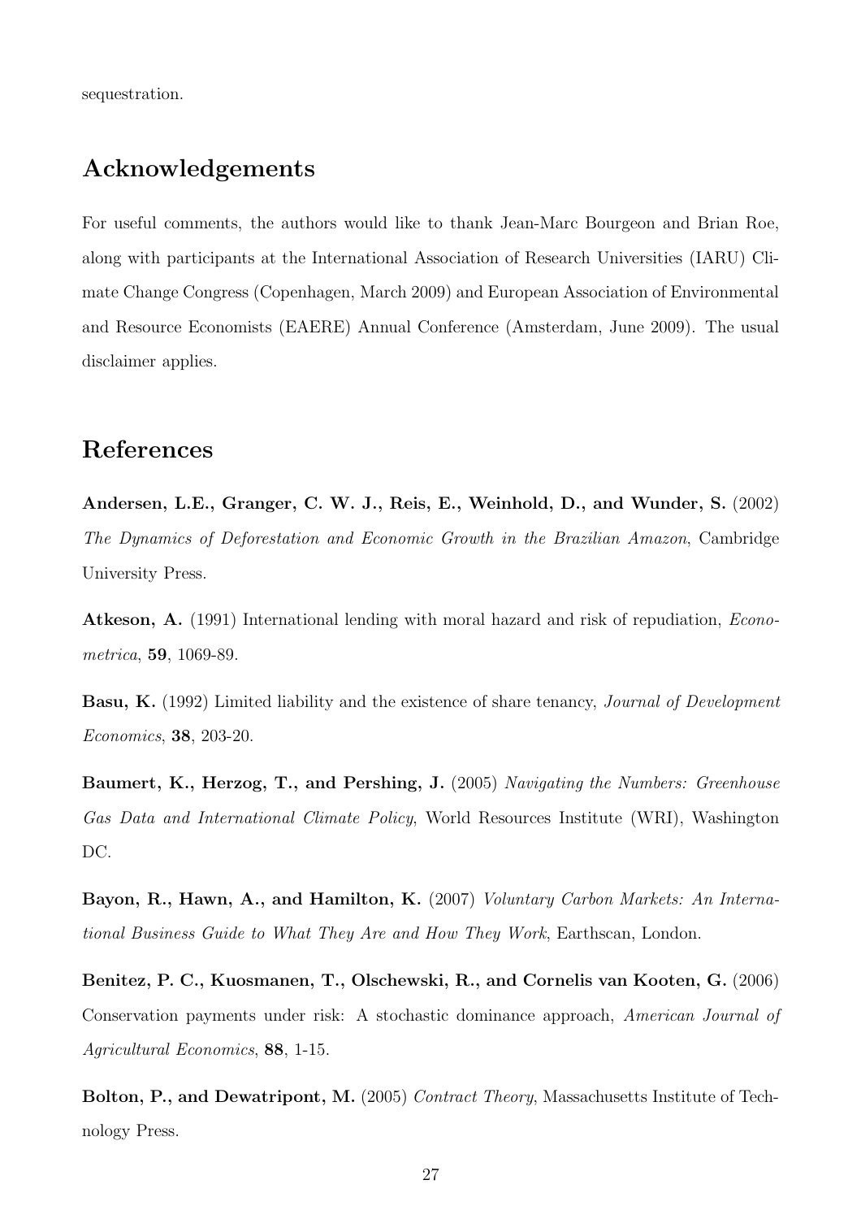sequestration.

## Acknowledgements

For useful comments, the authors would like to thank Jean-Marc Bourgeon and Brian Roe, along with participants at the International Association of Research Universities (IARU) Climate Change Congress (Copenhagen, March 2009) and European Association of Environmental and Resource Economists (EAERE) Annual Conference (Amsterdam, June 2009). The usual disclaimer applies.

## References

**Andersen, L.E., Granger, C. W. J., Reis, E., Weinhold, D., and Wunder, S.** (2002) *The Dynamics of Deforestation and Economic Growth in the Brazilian Amazon*, Cambridge University Press.

**Atkeson, A.** (1991) International lending with moral hazard and risk of repudiation, *Econometrica*, **59**, 1069-89.

**Basu, K.** (1992) Limited liability and the existence of share tenancy, *Journal of Development Economics*, **38**, 203-20.

**Baumert, K., Herzog, T., and Pershing, J.** (2005) *Navigating the Numbers: Greenhouse Gas Data and International Climate Policy*, World Resources Institute (WRI), Washington DC.

**Bayon, R., Hawn, A., and Hamilton, K.** (2007) *Voluntary Carbon Markets: An International Business Guide to What They Are and How They Work*, Earthscan, London.

**Benitez, P. C., Kuosmanen, T., Olschewski, R., and Cornelis van Kooten, G.** (2006) Conservation payments under risk: A stochastic dominance approach, *American Journal of Agricultural Economics*, **88**, 1-15.

**Bolton, P., and Dewatripont, M.** (2005) *Contract Theory*, Massachusetts Institute of Technology Press.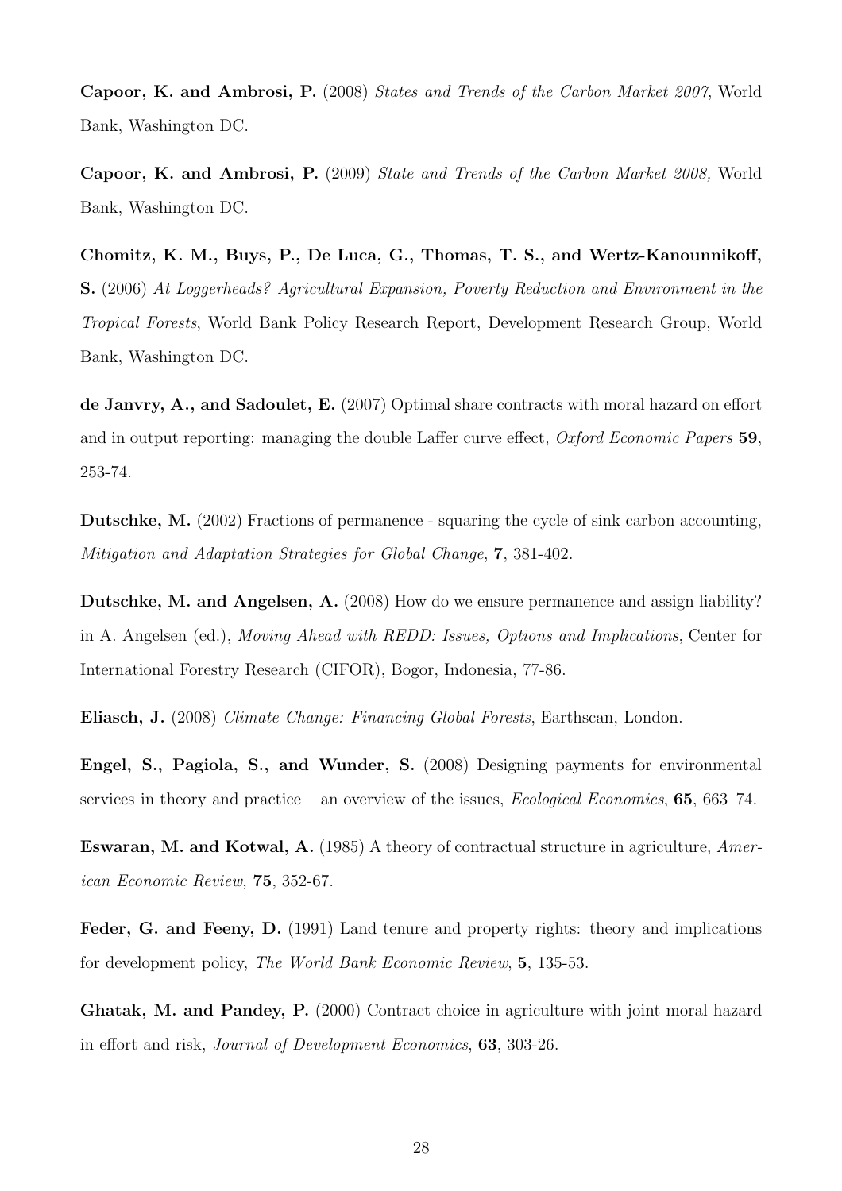**Capoor, K. and Ambrosi, P.** (2008) *States and Trends of the Carbon Market 2007*, World Bank, Washington DC.

**Capoor, K. and Ambrosi, P.** (2009) *State and Trends of the Carbon Market 2008,* World Bank, Washington DC.

**Chomitz, K. M., Buys, P., De Luca, G., Thomas, T. S., and Wertz-Kanounnikoff, S.** (2006) *At Loggerheads? Agricultural Expansion, Poverty Reduction and Environment in the Tropical Forests*, World Bank Policy Research Report, Development Research Group, World Bank, Washington DC.

**de Janvry, A., and Sadoulet, E.** (2007) Optimal share contracts with moral hazard on effort and in output reporting: managing the double Laffer curve effect, *Oxford Economic Papers* **59**, 253-74.

**Dutschke, M.** (2002) Fractions of permanence - squaring the cycle of sink carbon accounting, *Mitigation and Adaptation Strategies for Global Change*, **7**, 381-402.

**Dutschke, M. and Angelsen, A.** (2008) How do we ensure permanence and assign liability? in A. Angelsen (ed.), *Moving Ahead with REDD: Issues, Options and Implications*, Center for International Forestry Research (CIFOR), Bogor, Indonesia, 77-86.

**Eliasch, J.** (2008) *Climate Change: Financing Global Forests*, Earthscan, London.

**Engel, S., Pagiola, S., and Wunder, S.** (2008) Designing payments for environmental services in theory and practice – an overview of the issues, *Ecological Economics*, **65**, 663–74.

**Eswaran, M. and Kotwal, A.** (1985) A theory of contractual structure in agriculture, *American Economic Review*, **75**, 352-67.

**Feder, G. and Feeny, D.** (1991) Land tenure and property rights: theory and implications for development policy, *The World Bank Economic Review*, **5**, 135-53.

**Ghatak, M. and Pandey, P.** (2000) Contract choice in agriculture with joint moral hazard in effort and risk, *Journal of Development Economics*, **63**, 303-26.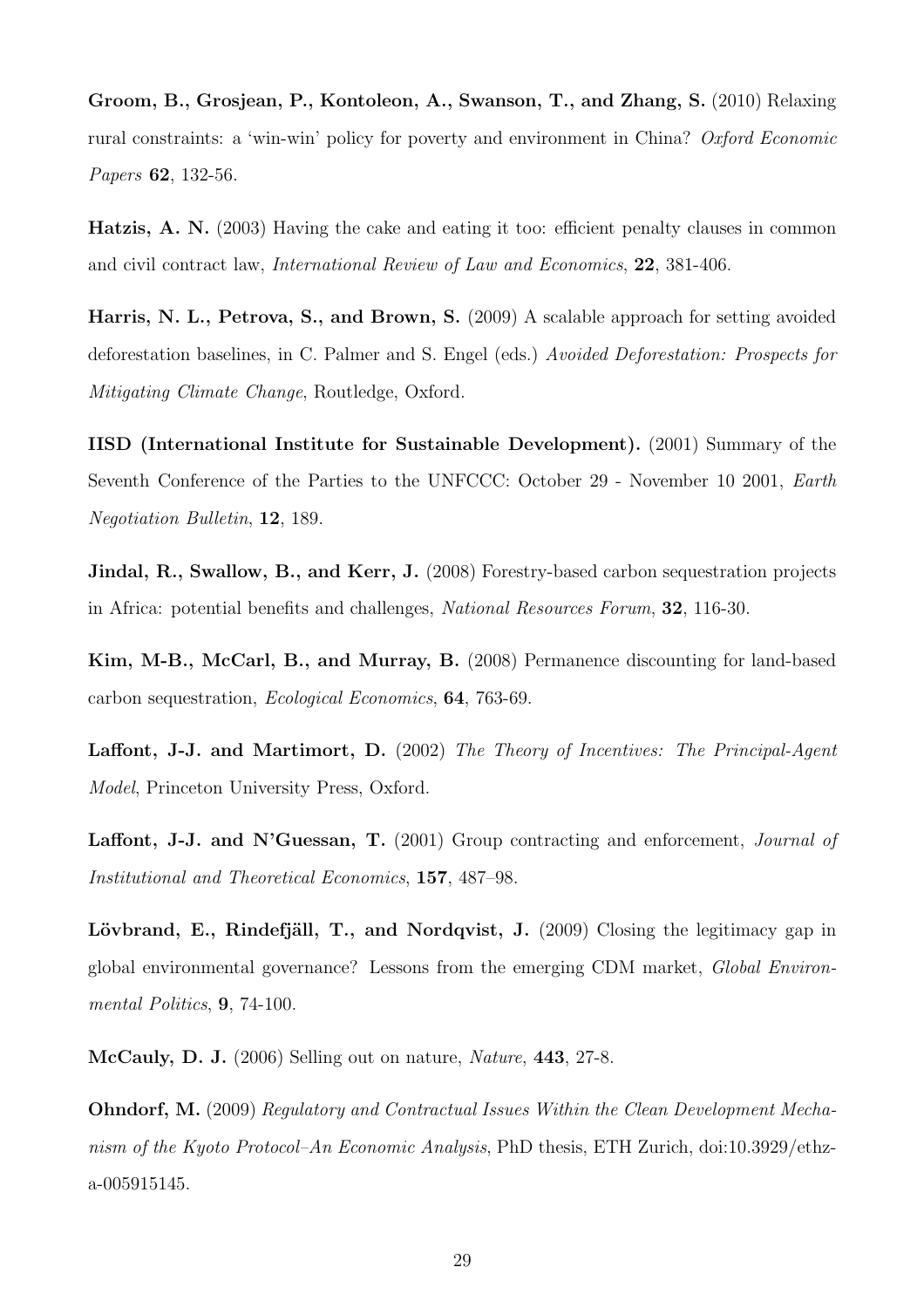**Groom, B., Grosjean, P., Kontoleon, A., Swanson, T., and Zhang, S.** (2010) Relaxing rural constraints: a 'win-win' policy for poverty and environment in China? *Oxford Economic Papers* **62**, 132-56.

**Hatzis, A. N.** (2003) Having the cake and eating it too: efficient penalty clauses in common and civil contract law, *International Review of Law and Economics*, **22**, 381-406.

**Harris, N. L., Petrova, S., and Brown, S.** (2009) A scalable approach for setting avoided deforestation baselines, in C. Palmer and S. Engel (eds.) *Avoided Deforestation: Prospects for Mitigating Climate Change*, Routledge, Oxford.

**IISD (International Institute for Sustainable Development).** (2001) Summary of the Seventh Conference of the Parties to the UNFCCC: October 29 - November 10 2001, *Earth Negotiation Bulletin*, **12**, 189.

**Jindal, R., Swallow, B., and Kerr, J.** (2008) Forestry-based carbon sequestration projects in Africa: potential benefits and challenges, *National Resources Forum*, **32**, 116-30.

**Kim, M-B., McCarl, B., and Murray, B.** (2008) Permanence discounting for land-based carbon sequestration, *Ecological Economics*, **64**, 763-69.

**Laffont, J-J. and Martimort, D.** (2002) *The Theory of Incentives: The Principal-Agent Model*, Princeton University Press, Oxford.

**Laffont, J-J. and N'Guessan, T.** (2001) Group contracting and enforcement, *Journal of Institutional and Theoretical Economics*, **157**, 487–98.

**Lövbrand, E., Rindefjäll, T., and Nordqvist, J.** (2009) Closing the legitimacy gap in global environmental governance? Lessons from the emerging CDM market, *Global Environmental Politics*, **9**, 74-100.

**McCauly, D. J.** (2006) Selling out on nature, *Nature*, **443**, 27-8.

**Ohndorf, M.** (2009) *Regulatory and Contractual Issues Within the Clean Development Mechanism of the Kyoto Protocol–An Economic Analysis*, PhD thesis, ETH Zurich, doi:10.3929/ethz-a-005915145.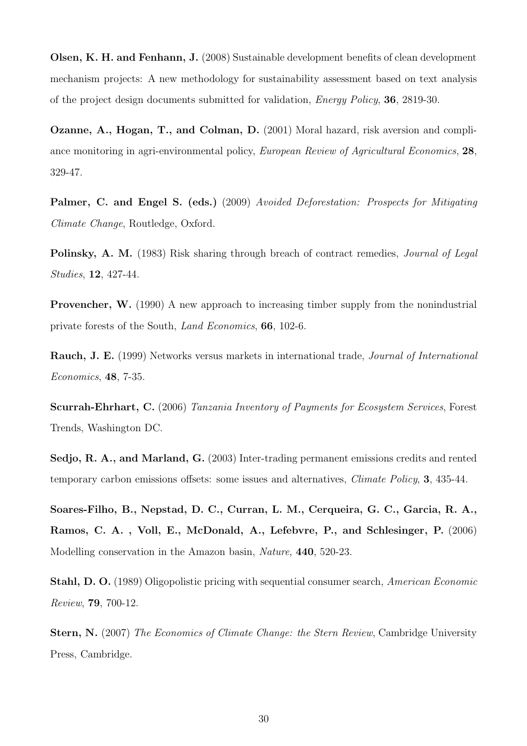**Olsen, K. H. and Fenhann, J.** (2008) Sustainable development benefits of clean development mechanism projects: A new methodology for sustainability assessment based on text analysis of the project design documents submitted for validation, *Energy Policy*, **36**, 2819-30.

**Ozanne, A., Hogan, T., and Colman, D.** (2001) Moral hazard, risk aversion and compliance monitoring in agri-environmental policy, *European Review of Agricultural Economics*, **28**, 329-47.

**Palmer, C. and Engel S. (eds.)** (2009) *Avoided Deforestation: Prospects for Mitigating Climate Change*, Routledge, Oxford.

**Polinsky, A. M.** (1983) Risk sharing through breach of contract remedies, *Journal of Legal Studies*, **12**, 427-44.

**Provencher, W.** (1990) A new approach to increasing timber supply from the nonindustrial private forests of the South, *Land Economics*, **66**, 102-6.

**Rauch, J. E.** (1999) Networks versus markets in international trade, *Journal of International Economics*, **48**, 7-35.

**Scurrah-Ehrhart, C.** (2006) *Tanzania Inventory of Payments for Ecosystem Services*, Forest Trends, Washington DC.

**Sedjo, R. A., and Marland, G.** (2003) Inter-trading permanent emissions credits and rented temporary carbon emissions offsets: some issues and alternatives, *Climate Policy*, **3**, 435-44.

**Soares-Filho, B., Nepstad, D. C., Curran, L. M., Cerqueira, G. C., Garcia, R. A., Ramos, C. A. , Voll, E., McDonald, A., Lefebvre, P., and Schlesinger, P.** (2006) Modelling conservation in the Amazon basin, *Nature*, **440**, 520-23.

**Stahl, D. O.** (1989) Oligopolistic pricing with sequential consumer search, *American Economic Review*, **79**, 700-12.

**Stern, N.** (2007) *The Economics of Climate Change: the Stern Review*, Cambridge University Press, Cambridge.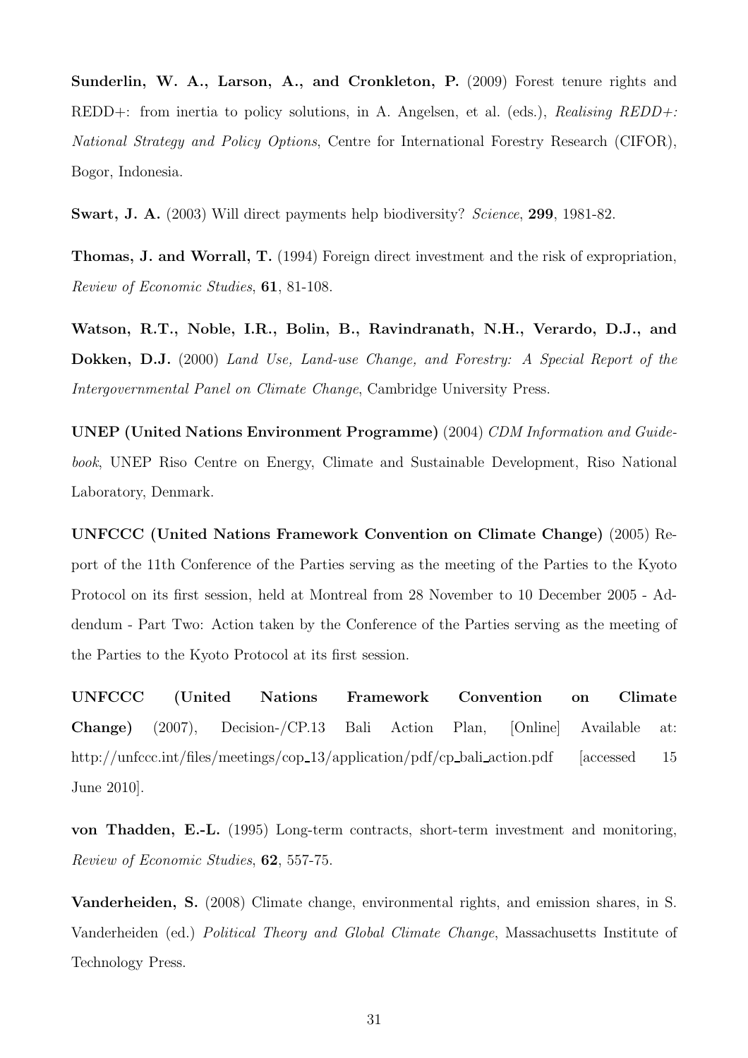**Sunderlin, W. A., Larson, A., and Cronkleton, P.** (2009) Forest tenure rights and REDD+: from inertia to policy solutions, in A. Angelsen, et al. (eds.), *Realising REDD+: National Strategy and Policy Options*, Centre for International Forestry Research (CIFOR), Bogor, Indonesia.

**Swart, J. A.** (2003) Will direct payments help biodiversity? *Science*, **299**, 1981-82.

**Thomas, J. and Worrall, T.** (1994) Foreign direct investment and the risk of expropriation, *Review of Economic Studies*, **61**, 81-108.

**Watson, R.T., Noble, I.R., Bolin, B., Ravindranath, N.H., Verardo, D.J., and Dokken, D.J.** (2000) *Land Use, Land-use Change, and Forestry: A Special Report of the Intergovernmental Panel on Climate Change*, Cambridge University Press.

**UNEP (United Nations Environment Programme)** (2004) *CDM Information and Guidebook*, UNEP Riso Centre on Energy, Climate and Sustainable Development, Riso National Laboratory, Denmark.

**UNFCCC (United Nations Framework Convention on Climate Change)** (2005) Report of the 11th Conference of the Parties serving as the meeting of the Parties to the Kyoto Protocol on its first session, held at Montreal from 28 November to 10 December 2005 - Addendum - Part Two: Action taken by the Conference of the Parties serving as the meeting of the Parties to the Kyoto Protocol at its first session.

**UNFCCC (United Nations Framework Convention on Climate Change)** (2007), Decision-/CP.13 Bali Action Plan, [Online] Available at: http://unfccc.int/files/meetings/cop_13/application/pdf/cp_bali_action.pdf [accessed 15 June 2010].

**von Thadden, E.-L.** (1995) Long-term contracts, short-term investment and monitoring, *Review of Economic Studies*, **62**, 557-75.

**Vanderheiden, S.** (2008) Climate change, environmental rights, and emission shares, in S. Vanderheiden (ed.) *Political Theory and Global Climate Change*, Massachusetts Institute of Technology Press.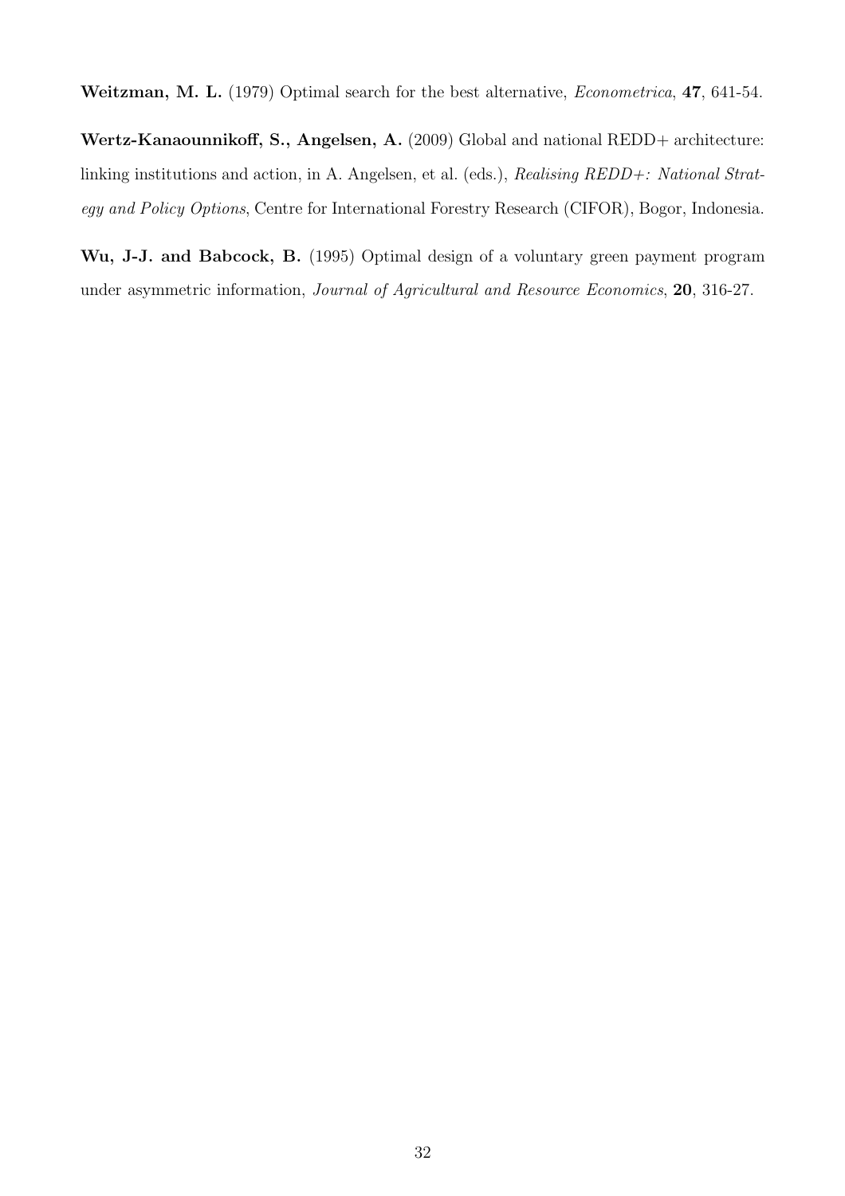**Weitzman, M. L.** (1979) Optimal search for the best alternative, *Econometrica*, **47**, 641-54.

**Wertz-Kanaounnikoff, S., Angelsen, A.** (2009) Global and national REDD+ architecture: linking institutions and action, in A. Angelsen, et al. (eds.), *Realising REDD+: National Strategy and Policy Options*, Centre for International Forestry Research (CIFOR), Bogor, Indonesia.

**Wu, J-J. and Babcock, B.** (1995) Optimal design of a voluntary green payment program under asymmetric information, *Journal of Agricultural and Resource Economics*, **20**, 316-27.